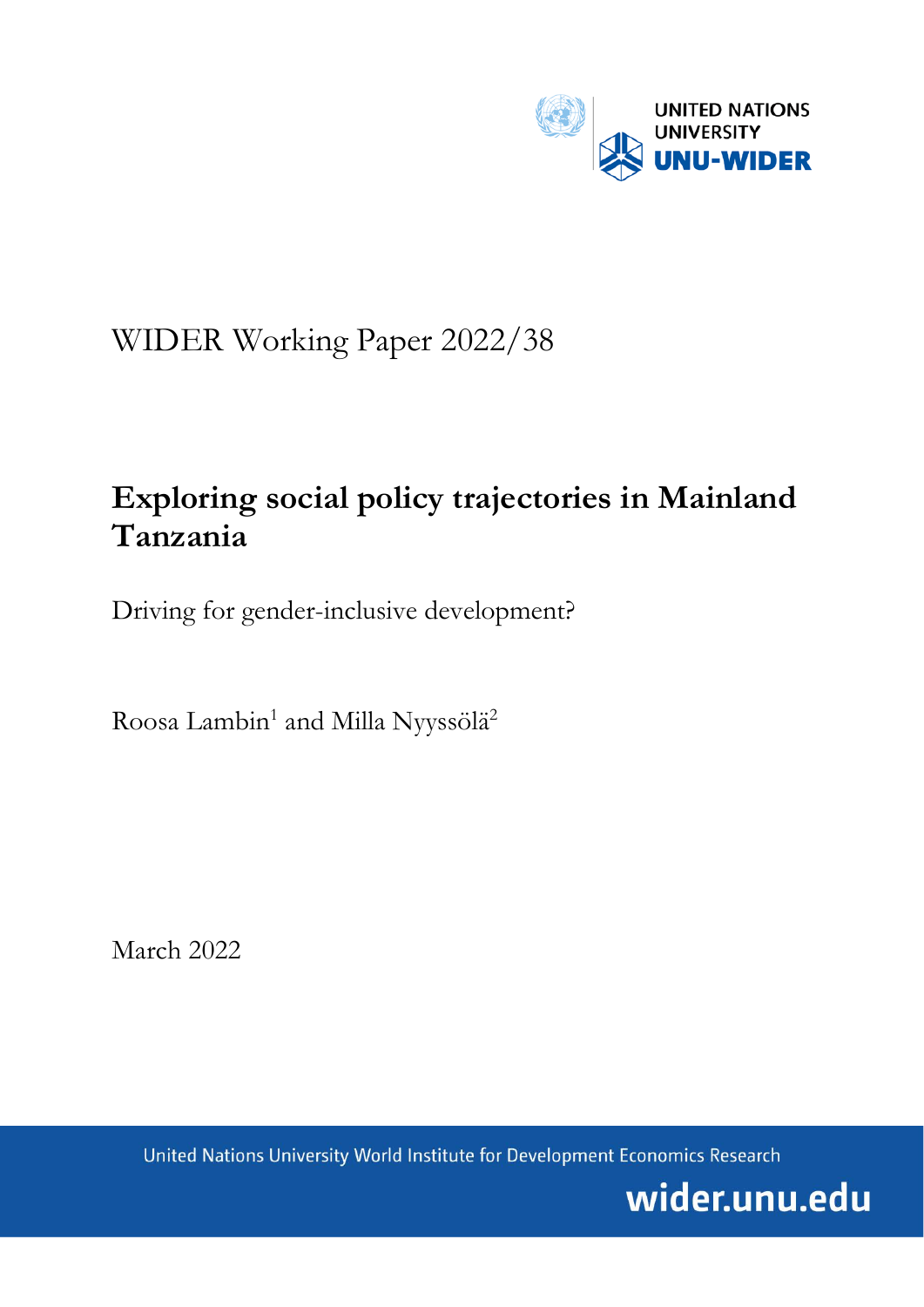UNITED NATIONS UNIVERSITY

UNU-WIDER

WIDER Working Paper 2022/38

# Exploring social policy trajectories in Mainland Tanzania

Driving for gender-inclusive development?

Roosa Lambin[1] and Milla Nyyssölä[2]

March 2022

United Nations University World Institute for Development Economics Research

wider.unu.edu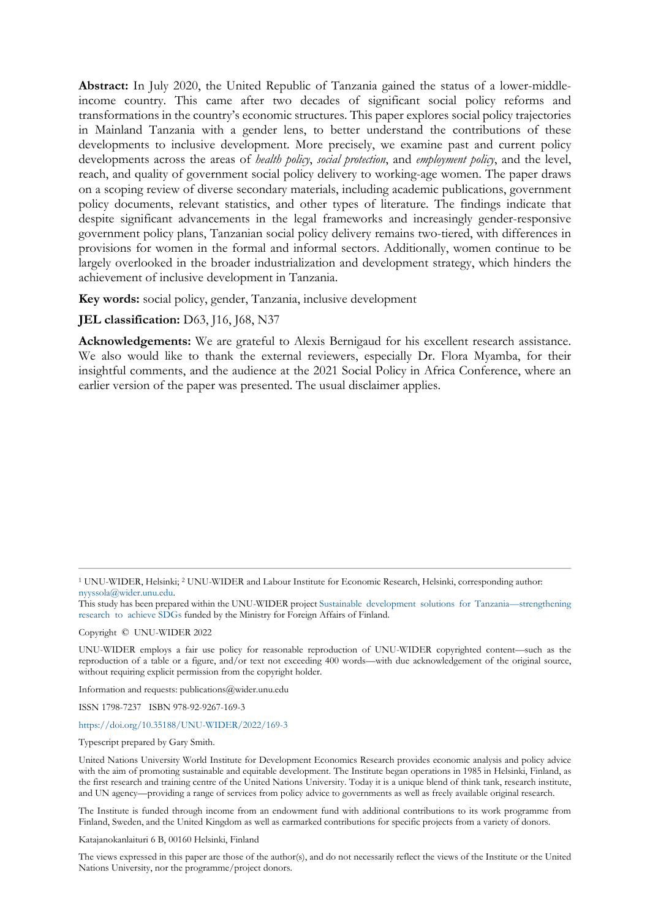**Abstract:** In July 2020, the United Republic of Tanzania gained the status of a lower-middle-income country. This came after two decades of significant social policy reforms and transformations in the country's economic structures. This paper explores social policy trajectories in Mainland Tanzania with a gender lens, to better understand the contributions of these developments to inclusive development. More precisely, we examine past and current policy developments across the areas of *health policy*, *social protection*, and *employment policy*, and the level, reach, and quality of government social policy delivery to working-age women. The paper draws on a scoping review of diverse secondary materials, including academic publications, government policy documents, relevant statistics, and other types of literature. The findings indicate that despite significant advancements in the legal frameworks and increasingly gender-responsive government policy plans, Tanzanian social policy delivery remains two-tiered, with differences in provisions for women in the formal and informal sectors. Additionally, women continue to be largely overlooked in the broader industrialization and development strategy, which hinders the achievement of inclusive development in Tanzania.

**Key words:** social policy, gender, Tanzania, inclusive development

**JEL classification:** D63, J16, J68, N37

**Acknowledgements:** We are grateful to Alexis Bernigaud for his excellent research assistance. We also would like to thank the external reviewers, especially Dr. Flora Myamba, for their insightful comments, and the audience at the 2021 Social Policy in Africa Conference, where an earlier version of the paper was presented. The usual disclaimer applies.

---

[1] UNU-WIDER, Helsinki; [2] UNU-WIDER and Labour Institute for Economic Research, Helsinki, corresponding author: nyyssola@wider.unu.edu.

This study has been prepared within the UNU-WIDER project Sustainable development solutions for Tanzania—strengthening research to achieve SDGs funded by the Ministry for Foreign Affairs of Finland.

Copyright © UNU-WIDER 2022

UNU-WIDER employs a fair use policy for reasonable reproduction of UNU-WIDER copyrighted content—such as the reproduction of a table or a figure, and/or text not exceeding 400 words—with due acknowledgement of the original source, without requiring explicit permission from the copyright holder.

Information and requests: publications@wider.unu.edu

ISSN 1798-7237 ISBN 978-92-9267-169-3

https://doi.org/10.35188/UNU-WIDER/2022/169-3

Typescript prepared by Gary Smith.

United Nations University World Institute for Development Economics Research provides economic analysis and policy advice with the aim of promoting sustainable and equitable development. The Institute began operations in 1985 in Helsinki, Finland, as the first research and training centre of the United Nations University. Today it is a unique blend of think tank, research institute, and UN agency—providing a range of services from policy advice to governments as well as freely available original research.

The Institute is funded through income from an endowment fund with additional contributions to its work programme from Finland, Sweden, and the United Kingdom as well as earmarked contributions for specific projects from a variety of donors.

Katajanokanlaituri 6 B, 00160 Helsinki, Finland

The views expressed in this paper are those of the author(s), and do not necessarily reflect the views of the Institute or the United Nations University, nor the programme/project donors.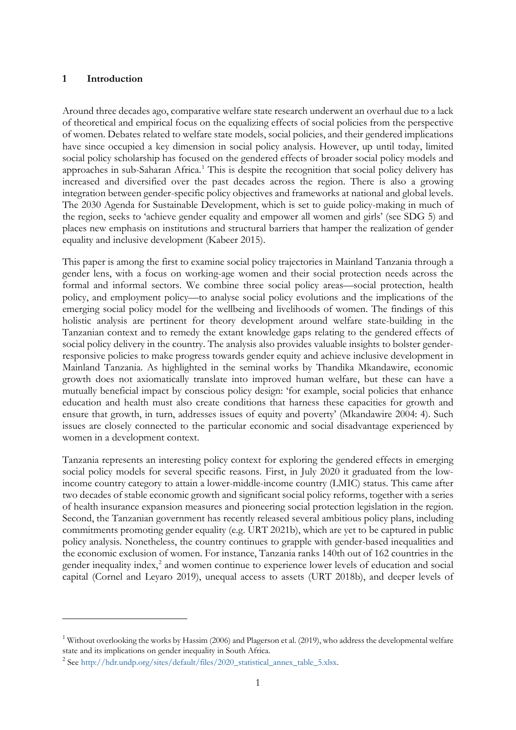# 1 Introduction

Around three decades ago, comparative welfare state research underwent an overhaul due to a lack of theoretical and empirical focus on the equalizing effects of social policies from the perspective of women. Debates related to welfare state models, social policies, and their gendered implications have since occupied a key dimension in social policy analysis. However, up until today, limited social policy scholarship has focused on the gendered effects of broader social policy models and approaches in sub-Saharan Africa.[1] This is despite the recognition that social policy delivery has increased and diversified over the past decades across the region. There is also a growing integration between gender-specific policy objectives and frameworks at national and global levels. The 2030 Agenda for Sustainable Development, which is set to guide policy-making in much of the region, seeks to 'achieve gender equality and empower all women and girls' (see SDG 5) and places new emphasis on institutions and structural barriers that hamper the realization of gender equality and inclusive development (Kabeer 2015).

This paper is among the first to examine social policy trajectories in Mainland Tanzania through a gender lens, with a focus on working-age women and their social protection needs across the formal and informal sectors. We combine three social policy areas—social protection, health policy, and employment policy—to analyse social policy evolutions and the implications of the emerging social policy model for the wellbeing and livelihoods of women. The findings of this holistic analysis are pertinent for theory development around welfare state-building in the Tanzanian context and to remedy the extant knowledge gaps relating to the gendered effects of social policy delivery in the country. The analysis also provides valuable insights to bolster gender-responsive policies to make progress towards gender equity and achieve inclusive development in Mainland Tanzania. As highlighted in the seminal works by Thandika Mkandawire, economic growth does not axiomatically translate into improved human welfare, but these can have a mutually beneficial impact by conscious policy design: 'for example, social policies that enhance education and health must also create conditions that harness these capacities for growth and ensure that growth, in turn, addresses issues of equity and poverty' (Mkandawire 2004: 4). Such issues are closely connected to the particular economic and social disadvantage experienced by women in a development context.

Tanzania represents an interesting policy context for exploring the gendered effects in emerging social policy models for several specific reasons. First, in July 2020 it graduated from the low-income country category to attain a lower-middle-income country (LMIC) status. This came after two decades of stable economic growth and significant social policy reforms, together with a series of health insurance expansion measures and pioneering social protection legislation in the region. Second, the Tanzanian government has recently released several ambitious policy plans, including commitments promoting gender equality (e.g. URT 2021b), which are yet to be captured in public policy analysis. Nonetheless, the country continues to grapple with gender-based inequalities and the economic exclusion of women. For instance, Tanzania ranks 140th out of 162 countries in the gender inequality index,[2] and women continue to experience lower levels of education and social capital (Cornel and Leyaro 2019), unequal access to assets (URT 2018b), and deeper levels of

---

[1] Without overlooking the works by Hassim (2006) and Plagerson et al. (2019), who address the developmental welfare state and its implications on gender inequality in South Africa.

[2] See http://hdr.undp.org/sites/default/files/2020_statistical_annex_table_5.xlsx.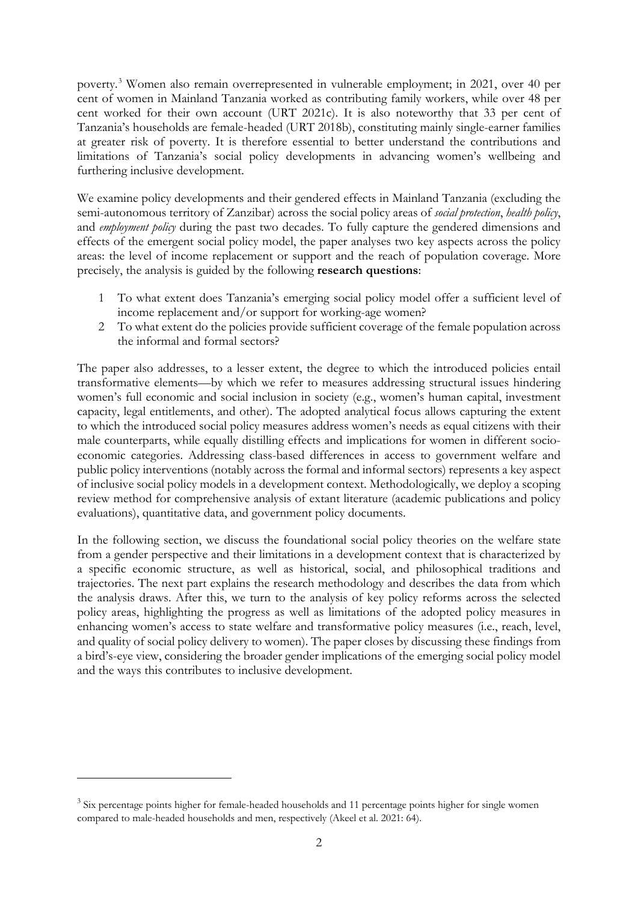poverty.[3] Women also remain overrepresented in vulnerable employment; in 2021, over 40 per cent of women in Mainland Tanzania worked as contributing family workers, while over 48 per cent worked for their own account (URT 2021c). It is also noteworthy that 33 per cent of Tanzania's households are female-headed (URT 2018b), constituting mainly single-earner families at greater risk of poverty. It is therefore essential to better understand the contributions and limitations of Tanzania's social policy developments in advancing women's wellbeing and furthering inclusive development.

We examine policy developments and their gendered effects in Mainland Tanzania (excluding the semi-autonomous territory of Zanzibar) across the social policy areas of *social protection*, *health policy*, and *employment policy* during the past two decades. To fully capture the gendered dimensions and effects of the emergent social policy model, the paper analyses two key aspects across the policy areas: the level of income replacement or support and the reach of population coverage. More precisely, the analysis is guided by the following **research questions**:

1. To what extent does Tanzania's emerging social policy model offer a sufficient level of income replacement and/or support for working-age women?
2. To what extent do the policies provide sufficient coverage of the female population across the informal and formal sectors?

The paper also addresses, to a lesser extent, the degree to which the introduced policies entail transformative elements—by which we refer to measures addressing structural issues hindering women's full economic and social inclusion in society (e.g., women's human capital, investment capacity, legal entitlements, and other). The adopted analytical focus allows capturing the extent to which the introduced social policy measures address women's needs as equal citizens with their male counterparts, while equally distilling effects and implications for women in different socio-economic categories. Addressing class-based differences in access to government welfare and public policy interventions (notably across the formal and informal sectors) represents a key aspect of inclusive social policy models in a development context. Methodologically, we deploy a scoping review method for comprehensive analysis of extant literature (academic publications and policy evaluations), quantitative data, and government policy documents.

In the following section, we discuss the foundational social policy theories on the welfare state from a gender perspective and their limitations in a development context that is characterized by a specific economic structure, as well as historical, social, and philosophical traditions and trajectories. The next part explains the research methodology and describes the data from which the analysis draws. After this, we turn to the analysis of key policy reforms across the selected policy areas, highlighting the progress as well as limitations of the adopted policy measures in enhancing women's access to state welfare and transformative policy measures (i.e., reach, level, and quality of social policy delivery to women). The paper closes by discussing these findings from a bird's-eye view, considering the broader gender implications of the emerging social policy model and the ways this contributes to inclusive development.

[3] Six percentage points higher for female-headed households and 11 percentage points higher for single women compared to male-headed households and men, respectively (Akeel et al. 2021: 64).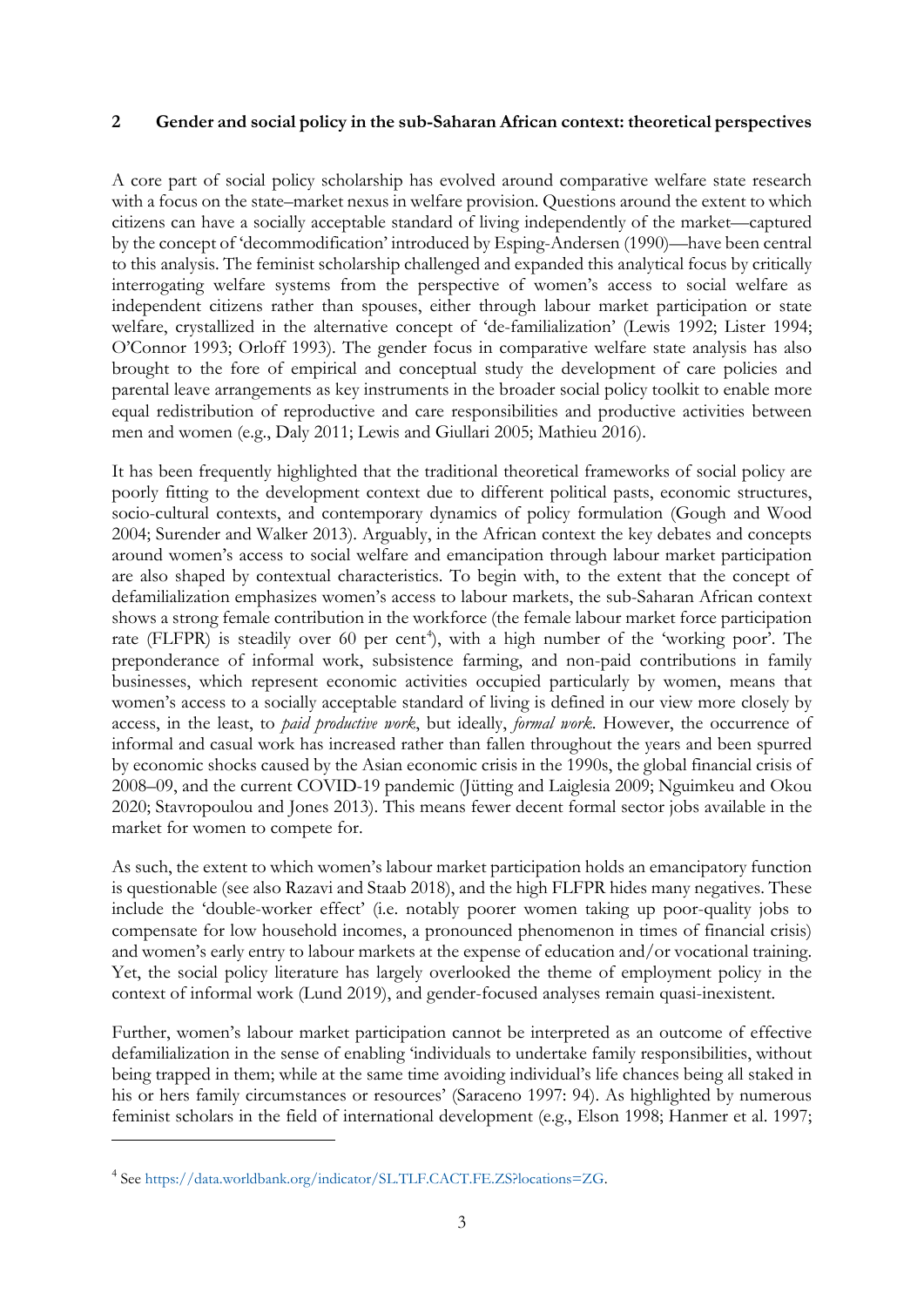## 2 Gender and social policy in the sub-Saharan African context: theoretical perspectives

A core part of social policy scholarship has evolved around comparative welfare state research with a focus on the state–market nexus in welfare provision. Questions around the extent to which citizens can have a socially acceptable standard of living independently of the market—captured by the concept of 'decommodification' introduced by Esping-Andersen (1990)—have been central to this analysis. The feminist scholarship challenged and expanded this analytical focus by critically interrogating welfare systems from the perspective of women's access to social welfare as independent citizens rather than spouses, either through labour market participation or state welfare, crystallized in the alternative concept of 'de-familialization' (Lewis 1992; Lister 1994; O'Connor 1993; Orloff 1993). The gender focus in comparative welfare state analysis has also brought to the fore of empirical and conceptual study the development of care policies and parental leave arrangements as key instruments in the broader social policy toolkit to enable more equal redistribution of reproductive and care responsibilities and productive activities between men and women (e.g., Daly 2011; Lewis and Giullari 2005; Mathieu 2016).

It has been frequently highlighted that the traditional theoretical frameworks of social policy are poorly fitting to the development context due to different political pasts, economic structures, socio-cultural contexts, and contemporary dynamics of policy formulation (Gough and Wood 2004; Surender and Walker 2013). Arguably, in the African context the key debates and concepts around women's access to social welfare and emancipation through labour market participation are also shaped by contextual characteristics. To begin with, to the extent that the concept of defamilialization emphasizes women's access to labour markets, the sub-Saharan African context shows a strong female contribution in the workforce (the female labour market force participation rate (FLFPR) is steadily over 60 per cent[4]), with a high number of the 'working poor'. The preponderance of informal work, subsistence farming, and non-paid contributions in family businesses, which represent economic activities occupied particularly by women, means that women's access to a socially acceptable standard of living is defined in our view more closely by access, in the least, to *paid productive work*, but ideally, *formal work*. However, the occurrence of informal and casual work has increased rather than fallen throughout the years and been spurred by economic shocks caused by the Asian economic crisis in the 1990s, the global financial crisis of 2008–09, and the current COVID-19 pandemic (Jütting and Laiglesia 2009; Nguimkeu and Okou 2020; Stavropoulou and Jones 2013). This means fewer decent formal sector jobs available in the market for women to compete for.

As such, the extent to which women's labour market participation holds an emancipatory function is questionable (see also Razavi and Staab 2018), and the high FLFPR hides many negatives. These include the 'double-worker effect' (i.e. notably poorer women taking up poor-quality jobs to compensate for low household incomes, a pronounced phenomenon in times of financial crisis) and women's early entry to labour markets at the expense of education and/or vocational training. Yet, the social policy literature has largely overlooked the theme of employment policy in the context of informal work (Lund 2019), and gender-focused analyses remain quasi-inexistent.

Further, women's labour market participation cannot be interpreted as an outcome of effective defamilialization in the sense of enabling 'individuals to undertake family responsibilities, without being trapped in them; while at the same time avoiding individual's life chances being all staked in his or hers family circumstances or resources' (Saraceno 1997: 94). As highlighted by numerous feminist scholars in the field of international development (e.g., Elson 1998; Hanmer et al. 1997;

[4] See https://data.worldbank.org/indicator/SL.TLF.CACT.FE.ZS?locations=ZG.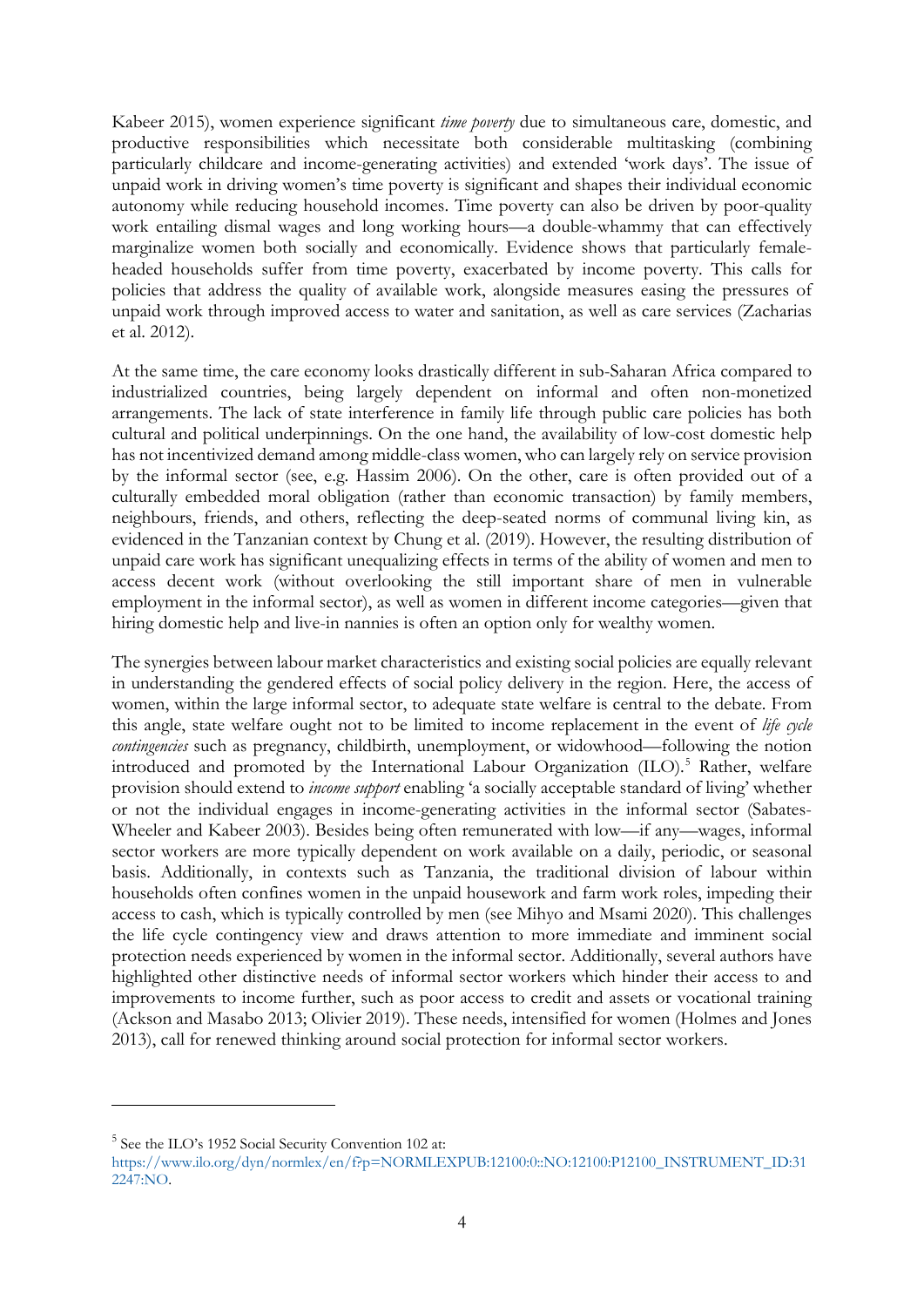Kabeer 2015), women experience significant *time poverty* due to simultaneous care, domestic, and productive responsibilities which necessitate both considerable multitasking (combining particularly childcare and income-generating activities) and extended 'work days'. The issue of unpaid work in driving women's time poverty is significant and shapes their individual economic autonomy while reducing household incomes. Time poverty can also be driven by poor-quality work entailing dismal wages and long working hours—a double-whammy that can effectively marginalize women both socially and economically. Evidence shows that particularly female-headed households suffer from time poverty, exacerbated by income poverty. This calls for policies that address the quality of available work, alongside measures easing the pressures of unpaid work through improved access to water and sanitation, as well as care services (Zacharias et al. 2012).

At the same time, the care economy looks drastically different in sub-Saharan Africa compared to industrialized countries, being largely dependent on informal and often non-monetized arrangements. The lack of state interference in family life through public care policies has both cultural and political underpinnings. On the one hand, the availability of low-cost domestic help has not incentivized demand among middle-class women, who can largely rely on service provision by the informal sector (see, e.g. Hassim 2006). On the other, care is often provided out of a culturally embedded moral obligation (rather than economic transaction) by family members, neighbours, friends, and others, reflecting the deep-seated norms of communal living kin, as evidenced in the Tanzanian context by Chung et al. (2019). However, the resulting distribution of unpaid care work has significant unequalizing effects in terms of the ability of women and men to access decent work (without overlooking the still important share of men in vulnerable employment in the informal sector), as well as women in different income categories—given that hiring domestic help and live-in nannies is often an option only for wealthy women.

The synergies between labour market characteristics and existing social policies are equally relevant in understanding the gendered effects of social policy delivery in the region. Here, the access of women, within the large informal sector, to adequate state welfare is central to the debate. From this angle, state welfare ought not to be limited to income replacement in the event of *life cycle contingencies* such as pregnancy, childbirth, unemployment, or widowhood—following the notion introduced and promoted by the International Labour Organization (ILO).[5] Rather, welfare provision should extend to *income support* enabling 'a socially acceptable standard of living' whether or not the individual engages in income-generating activities in the informal sector (Sabates-Wheeler and Kabeer 2003). Besides being often remunerated with low—if any—wages, informal sector workers are more typically dependent on work available on a daily, periodic, or seasonal basis. Additionally, in contexts such as Tanzania, the traditional division of labour within households often confines women in the unpaid housework and farm work roles, impeding their access to cash, which is typically controlled by men (see Mihyo and Msami 2020). This challenges the life cycle contingency view and draws attention to more immediate and imminent social protection needs experienced by women in the informal sector. Additionally, several authors have highlighted other distinctive needs of informal sector workers which hinder their access to and improvements to income further, such as poor access to credit and assets or vocational training (Ackson and Masabo 2013; Olivier 2019). These needs, intensified for women (Holmes and Jones 2013), call for renewed thinking around social protection for informal sector workers.

---

[5] See the ILO's 1952 Social Security Convention 102 at: https://www.ilo.org/dyn/normlex/en/f?p=NORMLEXPUB:12100:0::NO:12100:P12100_INSTRUMENT_ID:312247:NO.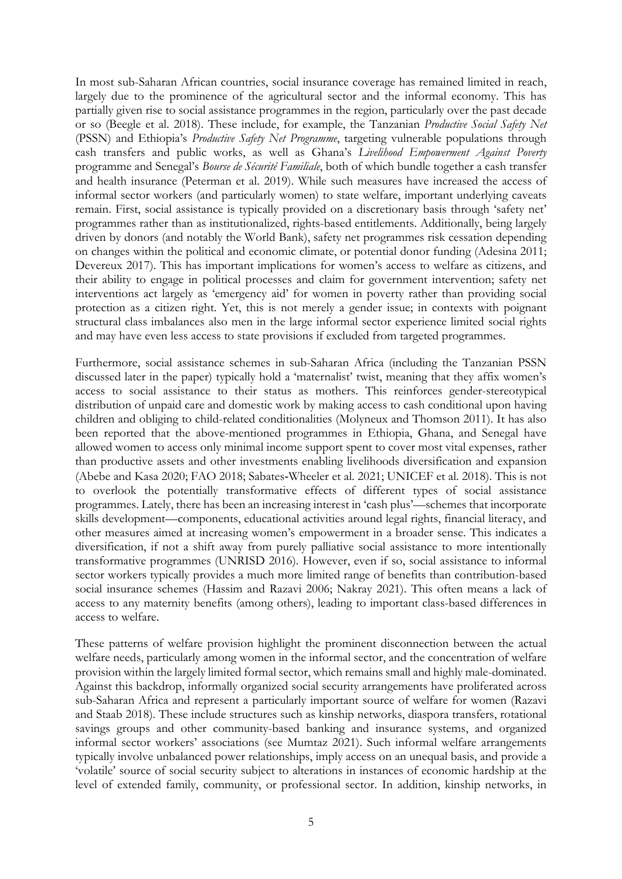In most sub-Saharan African countries, social insurance coverage has remained limited in reach, largely due to the prominence of the agricultural sector and the informal economy. This has partially given rise to social assistance programmes in the region, particularly over the past decade or so (Beegle et al. 2018). These include, for example, the Tanzanian *Productive Social Safety Net* (PSSN) and Ethiopia's *Productive Safety Net Programme*, targeting vulnerable populations through cash transfers and public works, as well as Ghana's *Livelihood Empowerment Against Poverty* programme and Senegal's *Bourse de Sécurité Familiale*, both of which bundle together a cash transfer and health insurance (Peterman et al. 2019). While such measures have increased the access of informal sector workers (and particularly women) to state welfare, important underlying caveats remain. First, social assistance is typically provided on a discretionary basis through 'safety net' programmes rather than as institutionalized, rights-based entitlements. Additionally, being largely driven by donors (and notably the World Bank), safety net programmes risk cessation depending on changes within the political and economic climate, or potential donor funding (Adesina 2011; Devereux 2017). This has important implications for women's access to welfare as citizens, and their ability to engage in political processes and claim for government intervention; safety net interventions act largely as 'emergency aid' for women in poverty rather than providing social protection as a citizen right. Yet, this is not merely a gender issue; in contexts with poignant structural class imbalances also men in the large informal sector experience limited social rights and may have even less access to state provisions if excluded from targeted programmes.

Furthermore, social assistance schemes in sub-Saharan Africa (including the Tanzanian PSSN discussed later in the paper) typically hold a 'maternalist' twist, meaning that they affix women's access to social assistance to their status as mothers. This reinforces gender-stereotypical distribution of unpaid care and domestic work by making access to cash conditional upon having children and obliging to child-related conditionalities (Molyneux and Thomson 2011). It has also been reported that the above-mentioned programmes in Ethiopia, Ghana, and Senegal have allowed women to access only minimal income support spent to cover most vital expenses, rather than productive assets and other investments enabling livelihoods diversification and expansion (Abebe and Kasa 2020; FAO 2018; Sabates-Wheeler et al. 2021; UNICEF et al. 2018). This is not to overlook the potentially transformative effects of different types of social assistance programmes. Lately, there has been an increasing interest in 'cash plus'—schemes that incorporate skills development—components, educational activities around legal rights, financial literacy, and other measures aimed at increasing women's empowerment in a broader sense. This indicates a diversification, if not a shift away from purely palliative social assistance to more intentionally transformative programmes (UNRISD 2016). However, even if so, social assistance to informal sector workers typically provides a much more limited range of benefits than contribution-based social insurance schemes (Hassim and Razavi 2006; Nakray 2021). This often means a lack of access to any maternity benefits (among others), leading to important class-based differences in access to welfare.

These patterns of welfare provision highlight the prominent disconnection between the actual welfare needs, particularly among women in the informal sector, and the concentration of welfare provision within the largely limited formal sector, which remains small and highly male-dominated. Against this backdrop, informally organized social security arrangements have proliferated across sub-Saharan Africa and represent a particularly important source of welfare for women (Razavi and Staab 2018). These include structures such as kinship networks, diaspora transfers, rotational savings groups and other community-based banking and insurance systems, and organized informal sector workers' associations (see Mumtaz 2021). Such informal welfare arrangements typically involve unbalanced power relationships, imply access on an unequal basis, and provide a 'volatile' source of social security subject to alterations in instances of economic hardship at the level of extended family, community, or professional sector. In addition, kinship networks, in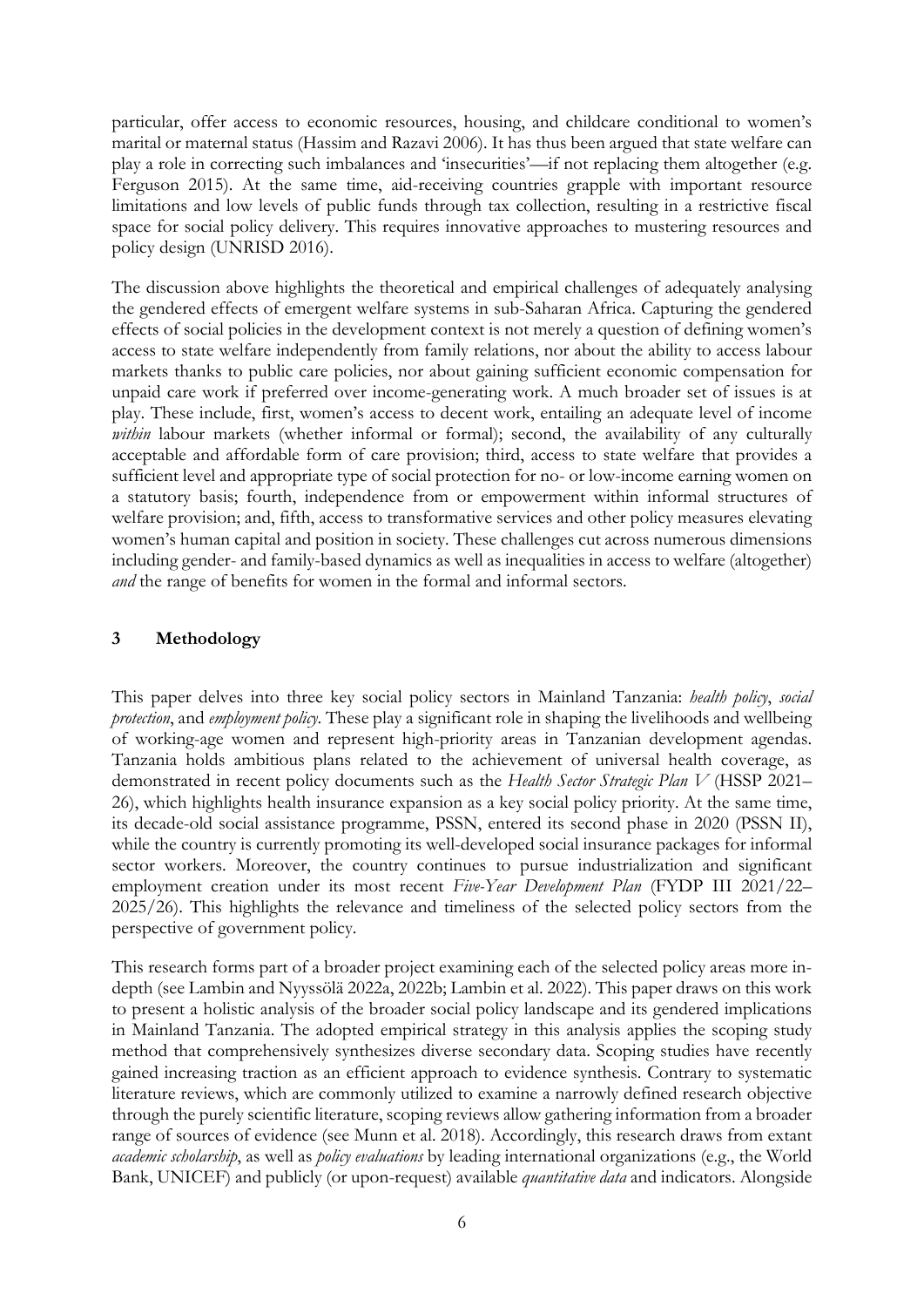particular, offer access to economic resources, housing, and childcare conditional to women's marital or maternal status (Hassim and Razavi 2006). It has thus been argued that state welfare can play a role in correcting such imbalances and 'insecurities'—if not replacing them altogether (e.g. Ferguson 2015). At the same time, aid-receiving countries grapple with important resource limitations and low levels of public funds through tax collection, resulting in a restrictive fiscal space for social policy delivery. This requires innovative approaches to mustering resources and policy design (UNRISD 2016).

The discussion above highlights the theoretical and empirical challenges of adequately analysing the gendered effects of emergent welfare systems in sub-Saharan Africa. Capturing the gendered effects of social policies in the development context is not merely a question of defining women's access to state welfare independently from family relations, nor about the ability to access labour markets thanks to public care policies, nor about gaining sufficient economic compensation for unpaid care work if preferred over income-generating work. A much broader set of issues is at play. These include, first, women's access to decent work, entailing an adequate level of income *within* labour markets (whether informal or formal); second, the availability of any culturally acceptable and affordable form of care provision; third, access to state welfare that provides a sufficient level and appropriate type of social protection for no- or low-income earning women on a statutory basis; fourth, independence from or empowerment within informal structures of welfare provision; and, fifth, access to transformative services and other policy measures elevating women's human capital and position in society. These challenges cut across numerous dimensions including gender- and family-based dynamics as well as inequalities in access to welfare (altogether) *and* the range of benefits for women in the formal and informal sectors.

## 3 Methodology

This paper delves into three key social policy sectors in Mainland Tanzania: *health policy*, *social protection*, and *employment policy*. These play a significant role in shaping the livelihoods and wellbeing of working-age women and represent high-priority areas in Tanzanian development agendas. Tanzania holds ambitious plans related to the achievement of universal health coverage, as demonstrated in recent policy documents such as the *Health Sector Strategic Plan V* (HSSP 2021–26), which highlights health insurance expansion as a key social policy priority. At the same time, its decade-old social assistance programme, PSSN, entered its second phase in 2020 (PSSN II), while the country is currently promoting its well-developed social insurance packages for informal sector workers. Moreover, the country continues to pursue industrialization and significant employment creation under its most recent *Five-Year Development Plan* (FYDP III 2021/22–2025/26). This highlights the relevance and timeliness of the selected policy sectors from the perspective of government policy.

This research forms part of a broader project examining each of the selected policy areas more in-depth (see Lambin and Nyyssölä 2022a, 2022b; Lambin et al. 2022). This paper draws on this work to present a holistic analysis of the broader social policy landscape and its gendered implications in Mainland Tanzania. The adopted empirical strategy in this analysis applies the scoping study method that comprehensively synthesizes diverse secondary data. Scoping studies have recently gained increasing traction as an efficient approach to evidence synthesis. Contrary to systematic literature reviews, which are commonly utilized to examine a narrowly defined research objective through the purely scientific literature, scoping reviews allow gathering information from a broader range of sources of evidence (see Munn et al. 2018). Accordingly, this research draws from extant *academic scholarship*, as well as *policy evaluations* by leading international organizations (e.g., the World Bank, UNICEF) and publicly (or upon-request) available *quantitative data* and indicators. Alongside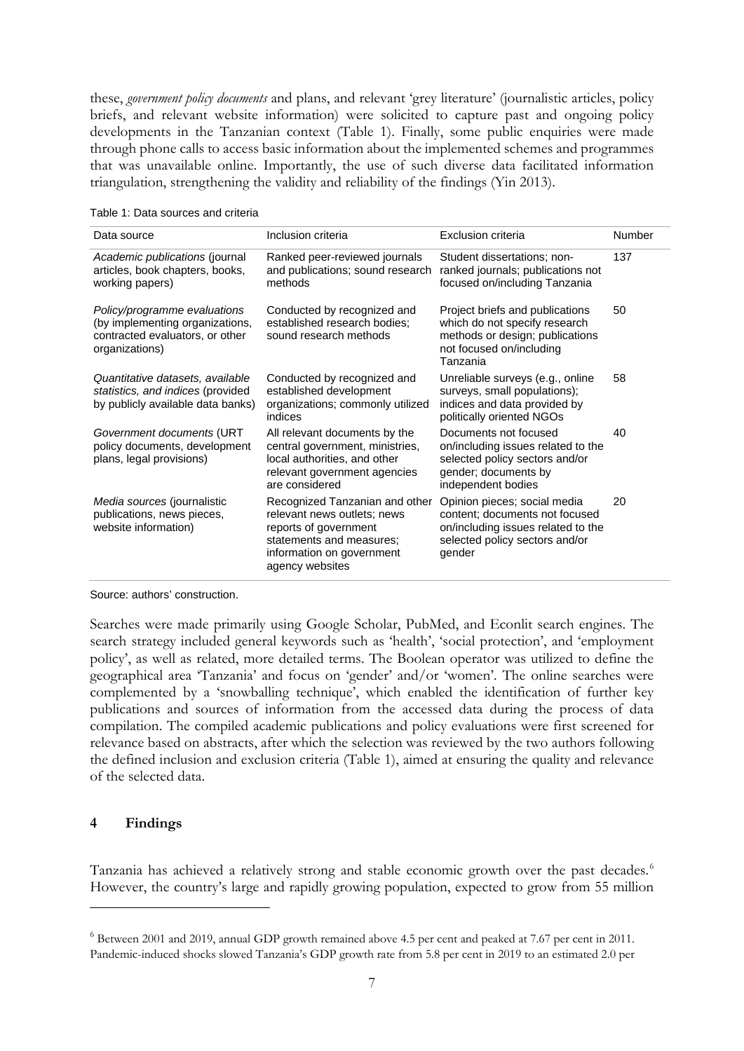these, *government policy documents* and plans, and relevant 'grey literature' (journalistic articles, policy briefs, and relevant website information) were solicited to capture past and ongoing policy developments in the Tanzanian context (Table 1). Finally, some public enquiries were made through phone calls to access basic information about the implemented schemes and programmes that was unavailable online. Importantly, the use of such diverse data facilitated information triangulation, strengthening the validity and reliability of the findings (Yin 2013).

Table 1: Data sources and criteria

| Data source | Inclusion criteria | Exclusion criteria | Number |
|---|---|---|---|
| *Academic publications* (journal articles, book chapters, books, working papers) | Ranked peer-reviewed journals and publications; sound research methods | Student dissertations; non-ranked journals; publications not focused on/including Tanzania | 137 |
| *Policy/programme evaluations* (by implementing organizations, contracted evaluators, or other organizations) | Conducted by recognized and established research bodies; sound research methods | Project briefs and publications which do not specify research methods or design; publications not focused on/including Tanzania | 50 |
| *Quantitative datasets, available statistics, and indices* (provided by publicly available data banks) | Conducted by recognized and established development organizations; commonly utilized indices | Unreliable surveys (e.g., online surveys, small populations); indices and data provided by politically oriented NGOs | 58 |
| *Government documents* (URT policy documents, development plans, legal provisions) | All relevant documents by the central government, ministries, local authorities, and other relevant government agencies are considered | Documents not focused on/including issues related to the selected policy sectors and/or gender; documents by independent bodies | 40 |
| *Media sources* (journalistic publications, news pieces, website information) | Recognized Tanzanian and other relevant news outlets; news reports of government statements and measures; information on government agency websites | Opinion pieces; social media content; documents not focused on/including issues related to the selected policy sectors and/or gender | 20 |

Source: authors' construction.

Searches were made primarily using Google Scholar, PubMed, and Econlit search engines. The search strategy included general keywords such as 'health', 'social protection', and 'employment policy', as well as related, more detailed terms. The Boolean operator was utilized to define the geographical area 'Tanzania' and focus on 'gender' and/or 'women'. The online searches were complemented by a 'snowballing technique', which enabled the identification of further key publications and sources of information from the accessed data during the process of data compilation. The compiled academic publications and policy evaluations were first screened for relevance based on abstracts, after which the selection was reviewed by the two authors following the defined inclusion and exclusion criteria (Table 1), aimed at ensuring the quality and relevance of the selected data.

## 4 Findings

Tanzania has achieved a relatively strong and stable economic growth over the past decades.[6] However, the country's large and rapidly growing population, expected to grow from 55 million

[6] Between 2001 and 2019, annual GDP growth remained above 4.5 per cent and peaked at 7.67 per cent in 2011. Pandemic-induced shocks slowed Tanzania's GDP growth rate from 5.8 per cent in 2019 to an estimated 2.0 per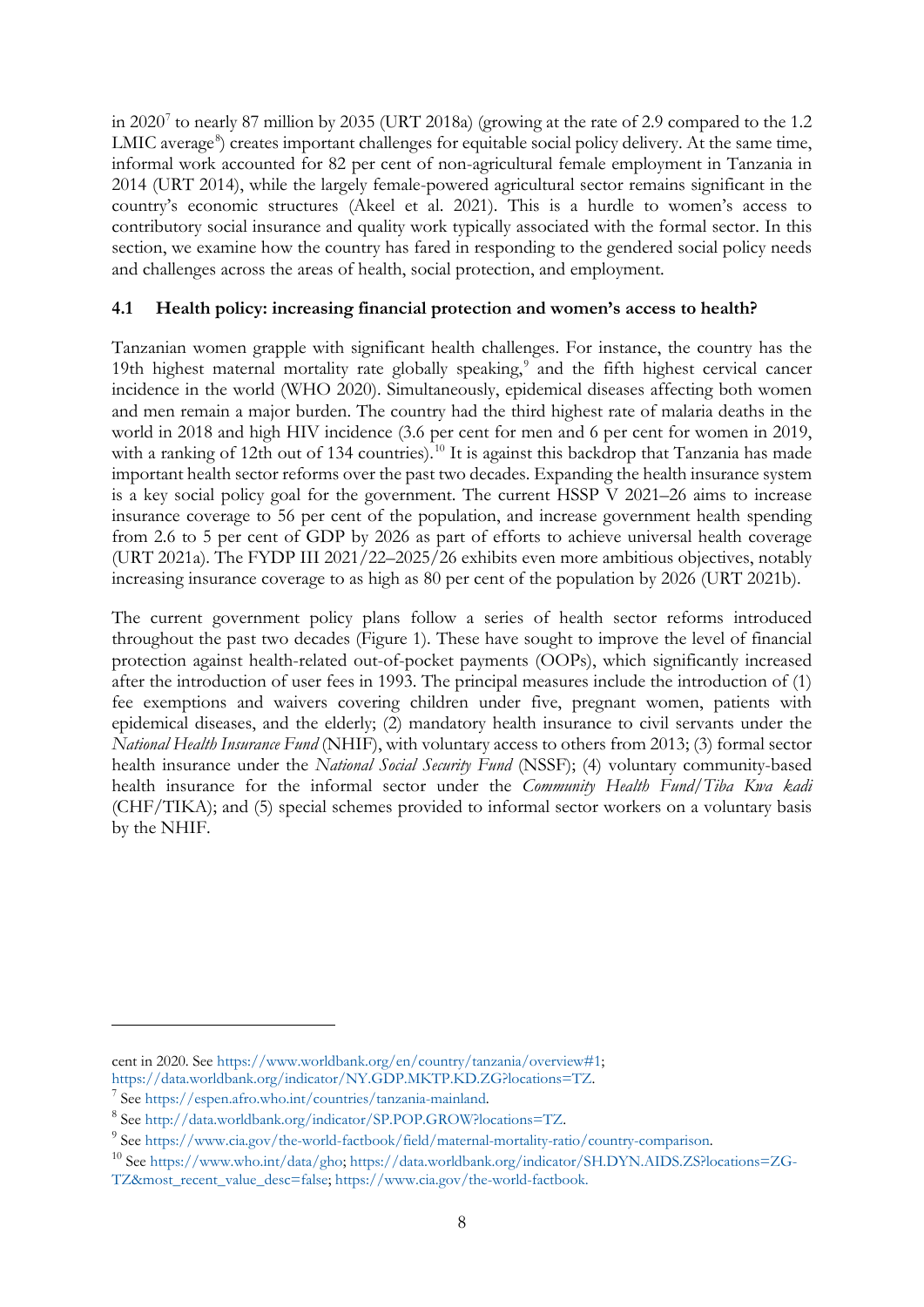in 2020[7] to nearly 87 million by 2035 (URT 2018a) (growing at the rate of 2.9 compared to the 1.2 LMIC average[8]) creates important challenges for equitable social policy delivery. At the same time, informal work accounted for 82 per cent of non-agricultural female employment in Tanzania in 2014 (URT 2014), while the largely female-powered agricultural sector remains significant in the country's economic structures (Akeel et al. 2021). This is a hurdle to women's access to contributory social insurance and quality work typically associated with the formal sector. In this section, we examine how the country has fared in responding to the gendered social policy needs and challenges across the areas of health, social protection, and employment.

### 4.1 Health policy: increasing financial protection and women's access to health?

Tanzanian women grapple with significant health challenges. For instance, the country has the 19th highest maternal mortality rate globally speaking,[9] and the fifth highest cervical cancer incidence in the world (WHO 2020). Simultaneously, epidemical diseases affecting both women and men remain a major burden. The country had the third highest rate of malaria deaths in the world in 2018 and high HIV incidence (3.6 per cent for men and 6 per cent for women in 2019, with a ranking of 12th out of 134 countries).[10] It is against this backdrop that Tanzania has made important health sector reforms over the past two decades. Expanding the health insurance system is a key social policy goal for the government. The current HSSP V 2021–26 aims to increase insurance coverage to 56 per cent of the population, and increase government health spending from 2.6 to 5 per cent of GDP by 2026 as part of efforts to achieve universal health coverage (URT 2021a). The FYDP III 2021/22–2025/26 exhibits even more ambitious objectives, notably increasing insurance coverage to as high as 80 per cent of the population by 2026 (URT 2021b).

The current government policy plans follow a series of health sector reforms introduced throughout the past two decades (Figure 1). These have sought to improve the level of financial protection against health-related out-of-pocket payments (OOPs), which significantly increased after the introduction of user fees in 1993. The principal measures include the introduction of (1) fee exemptions and waivers covering children under five, pregnant women, patients with epidemical diseases, and the elderly; (2) mandatory health insurance to civil servants under the *National Health Insurance Fund* (NHIF), with voluntary access to others from 2013; (3) formal sector health insurance under the *National Social Security Fund* (NSSF); (4) voluntary community-based health insurance for the informal sector under the *Community Health Fund/Tiba Kwa kadi* (CHF/TIKA); and (5) special schemes provided to informal sector workers on a voluntary basis by the NHIF.

---

cent in 2020. See https://www.worldbank.org/en/country/tanzania/overview#1; https://data.worldbank.org/indicator/NY.GDP.MKTP.KD.ZG?locations=TZ.

[7] See https://espen.afro.who.int/countries/tanzania-mainland.

[8] See http://data.worldbank.org/indicator/SP.POP.GROW?locations=TZ.

[9] See https://www.cia.gov/the-world-factbook/field/maternal-mortality-ratio/country-comparison.

[10] See https://www.who.int/data/gho; https://data.worldbank.org/indicator/SH.DYN.AIDS.ZS?locations=ZG-TZ&most_recent_value_desc=false; https://www.cia.gov/the-world-factbook.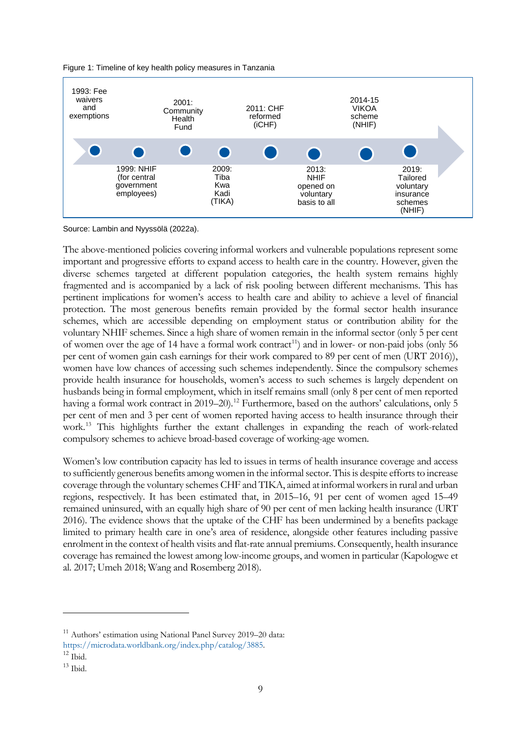Figure 1: Timeline of key health policy measures in Tanzania

- 1993: Fee waivers and exemptions
- 1999: NHIF (for central government employees)
- 2001: Community Health Fund
- 2009: Tiba Kwa Kadi (TIKA)
- 2011: CHF reformed (iCHF)
- 2013: NHIF opened on voluntary basis to all
- 2014-15 VIKOA scheme (NHIF)
- 2019: Tailored voluntary insurance schemes (NHIF)

Source: Lambin and Nyyssölä (2022a).

The above-mentioned policies covering informal workers and vulnerable populations represent some important and progressive efforts to expand access to health care in the country. However, given the diverse schemes targeted at different population categories, the health system remains highly fragmented and is accompanied by a lack of risk pooling between different mechanisms. This has pertinent implications for women's access to health care and ability to achieve a level of financial protection. The most generous benefits remain provided by the formal sector health insurance schemes, which are accessible depending on employment status or contribution ability for the voluntary NHIF schemes. Since a high share of women remain in the informal sector (only 5 per cent of women over the age of 14 have a formal work contract[11]) and in lower- or non-paid jobs (only 56 per cent of women gain cash earnings for their work compared to 89 per cent of men (URT 2016)), women have low chances of accessing such schemes independently. Since the compulsory schemes provide health insurance for households, women's access to such schemes is largely dependent on husbands being in formal employment, which in itself remains small (only 8 per cent of men reported having a formal work contract in 2019–20).[12] Furthermore, based on the authors' calculations, only 5 per cent of men and 3 per cent of women reported having access to health insurance through their work.[13] This highlights further the extant challenges in expanding the reach of work-related compulsory schemes to achieve broad-based coverage of working-age women.

Women's low contribution capacity has led to issues in terms of health insurance coverage and access to sufficiently generous benefits among women in the informal sector. This is despite efforts to increase coverage through the voluntary schemes CHF and TIKA, aimed at informal workers in rural and urban regions, respectively. It has been estimated that, in 2015–16, 91 per cent of women aged 15–49 remained uninsured, with an equally high share of 90 per cent of men lacking health insurance (URT 2016). The evidence shows that the uptake of the CHF has been undermined by a benefits package limited to primary health care in one's area of residence, alongside other features including passive enrolment in the context of health visits and flat-rate annual premiums. Consequently, health insurance coverage has remained the lowest among low-income groups, and women in particular (Kapologwe et al. 2017; Umeh 2018; Wang and Rosemberg 2018).

[11] Authors' estimation using National Panel Survey 2019–20 data: https://microdata.worldbank.org/index.php/catalog/3885.

[12] Ibid.

[13] Ibid.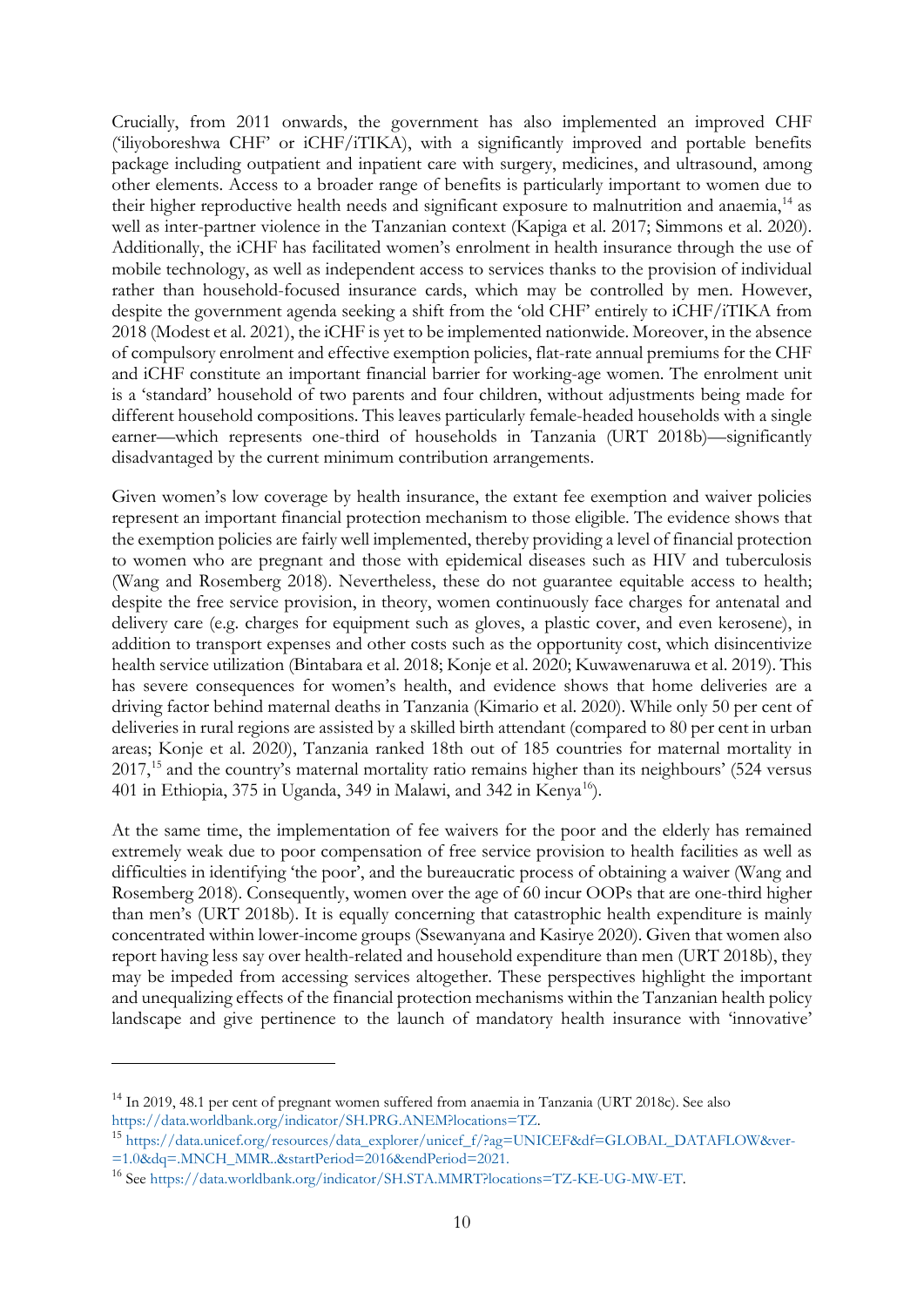Crucially, from 2011 onwards, the government has also implemented an improved CHF ('iliyoboreshwa CHF' or iCHF/iTIKA), with a significantly improved and portable benefits package including outpatient and inpatient care with surgery, medicines, and ultrasound, among other elements. Access to a broader range of benefits is particularly important to women due to their higher reproductive health needs and significant exposure to malnutrition and anaemia,[14] as well as inter-partner violence in the Tanzanian context (Kapiga et al. 2017; Simmons et al. 2020). Additionally, the iCHF has facilitated women's enrolment in health insurance through the use of mobile technology, as well as independent access to services thanks to the provision of individual rather than household-focused insurance cards, which may be controlled by men. However, despite the government agenda seeking a shift from the 'old CHF' entirely to iCHF/iTIKA from 2018 (Modest et al. 2021), the iCHF is yet to be implemented nationwide. Moreover, in the absence of compulsory enrolment and effective exemption policies, flat-rate annual premiums for the CHF and iCHF constitute an important financial barrier for working-age women. The enrolment unit is a 'standard' household of two parents and four children, without adjustments being made for different household compositions. This leaves particularly female-headed households with a single earner—which represents one-third of households in Tanzania (URT 2018b)—significantly disadvantaged by the current minimum contribution arrangements.

Given women's low coverage by health insurance, the extant fee exemption and waiver policies represent an important financial protection mechanism to those eligible. The evidence shows that the exemption policies are fairly well implemented, thereby providing a level of financial protection to women who are pregnant and those with epidemical diseases such as HIV and tuberculosis (Wang and Rosemberg 2018). Nevertheless, these do not guarantee equitable access to health; despite the free service provision, in theory, women continuously face charges for antenatal and delivery care (e.g. charges for equipment such as gloves, a plastic cover, and even kerosene), in addition to transport expenses and other costs such as the opportunity cost, which disincentivize health service utilization (Bintabara et al. 2018; Konje et al. 2020; Kuwawenaruwa et al. 2019). This has severe consequences for women's health, and evidence shows that home deliveries are a driving factor behind maternal deaths in Tanzania (Kimario et al. 2020). While only 50 per cent of deliveries in rural regions are assisted by a skilled birth attendant (compared to 80 per cent in urban areas; Konje et al. 2020), Tanzania ranked 18th out of 185 countries for maternal mortality in 2017,[15] and the country's maternal mortality ratio remains higher than its neighbours' (524 versus 401 in Ethiopia, 375 in Uganda, 349 in Malawi, and 342 in Kenya[16]).

At the same time, the implementation of fee waivers for the poor and the elderly has remained extremely weak due to poor compensation of free service provision to health facilities as well as difficulties in identifying 'the poor', and the bureaucratic process of obtaining a waiver (Wang and Rosemberg 2018). Consequently, women over the age of 60 incur OOPs that are one-third higher than men's (URT 2018b). It is equally concerning that catastrophic health expenditure is mainly concentrated within lower-income groups (Ssewanyana and Kasirye 2020). Given that women also report having less say over health-related and household expenditure than men (URT 2018b), they may be impeded from accessing services altogether. These perspectives highlight the important and unequalizing effects of the financial protection mechanisms within the Tanzanian health policy landscape and give pertinence to the launch of mandatory health insurance with 'innovative'

---

[14] In 2019, 48.1 per cent of pregnant women suffered from anaemia in Tanzania (URT 2018c). See also https://data.worldbank.org/indicator/SH.PRG.ANEM?locations=TZ.

[15] https://data.unicef.org/resources/data_explorer/unicef_f/?ag=UNICEF&df=GLOBAL_DATAFLOW&ver=1.0&dq=.MNCH_MMR..&startPeriod=2016&endPeriod=2021.

[16] See https://data.worldbank.org/indicator/SH.STA.MMRT?locations=TZ-KE-UG-MW-ET.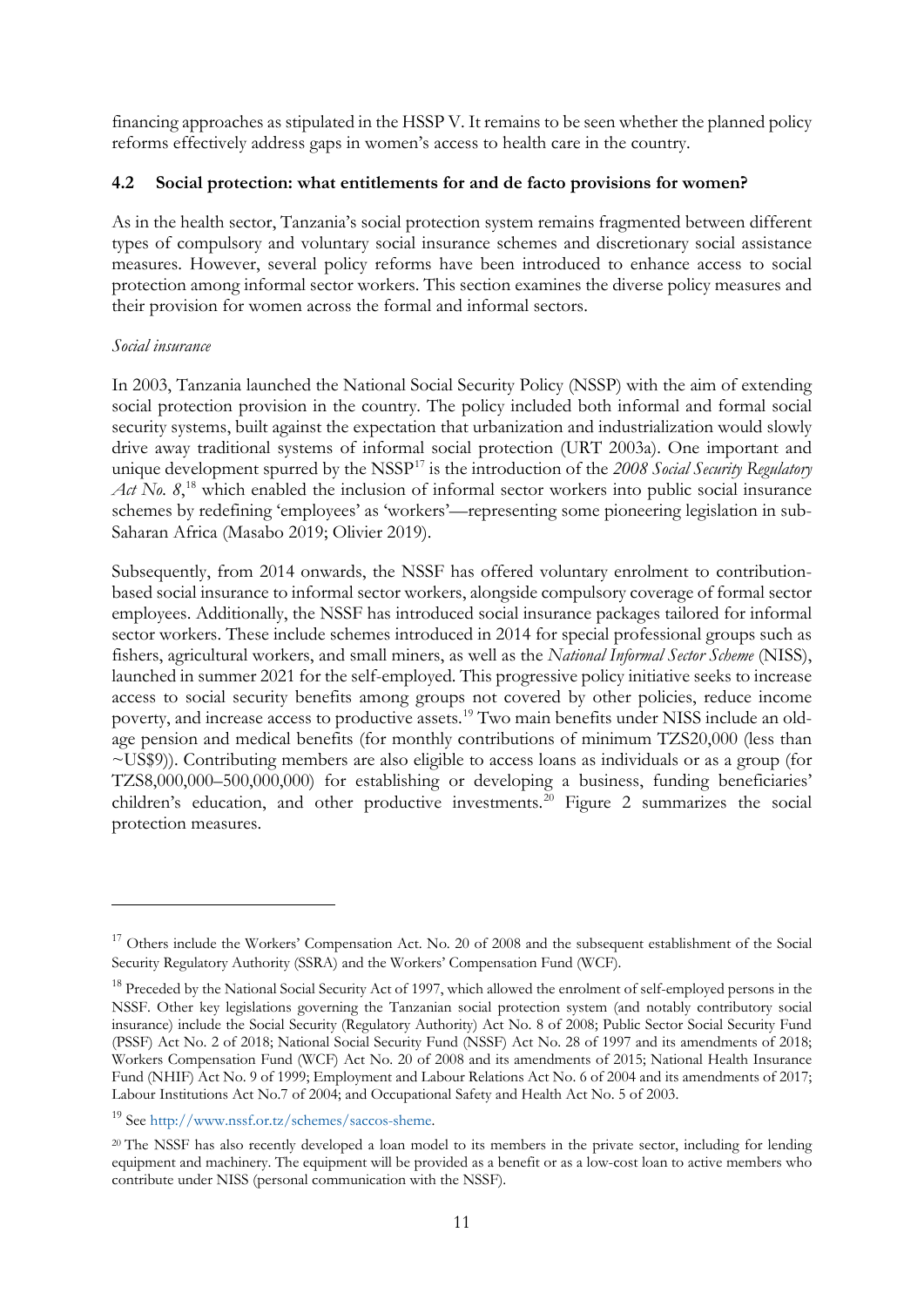financing approaches as stipulated in the HSSP V. It remains to be seen whether the planned policy reforms effectively address gaps in women's access to health care in the country.

## 4.2 Social protection: what entitlements for and de facto provisions for women?

As in the health sector, Tanzania's social protection system remains fragmented between different types of compulsory and voluntary social insurance schemes and discretionary social assistance measures. However, several policy reforms have been introduced to enhance access to social protection among informal sector workers. This section examines the diverse policy measures and their provision for women across the formal and informal sectors.

*Social insurance*

In 2003, Tanzania launched the National Social Security Policy (NSSP) with the aim of extending social protection provision in the country. The policy included both informal and formal social security systems, built against the expectation that urbanization and industrialization would slowly drive away traditional systems of informal social protection (URT 2003a). One important and unique development spurred by the NSSP[17] is the introduction of the *2008 Social Security Regulatory Act No. 8*,[18] which enabled the inclusion of informal sector workers into public social insurance schemes by redefining 'employees' as 'workers'—representing some pioneering legislation in sub-Saharan Africa (Masabo 2019; Olivier 2019).

Subsequently, from 2014 onwards, the NSSF has offered voluntary enrolment to contribution-based social insurance to informal sector workers, alongside compulsory coverage of formal sector employees. Additionally, the NSSF has introduced social insurance packages tailored for informal sector workers. These include schemes introduced in 2014 for special professional groups such as fishers, agricultural workers, and small miners, as well as the *National Informal Sector Scheme* (NISS), launched in summer 2021 for the self-employed. This progressive policy initiative seeks to increase access to social security benefits among groups not covered by other policies, reduce income poverty, and increase access to productive assets.[19] Two main benefits under NISS include an old-age pension and medical benefits (for monthly contributions of minimum TZS20,000 (less than ~US$9)). Contributing members are also eligible to access loans as individuals or as a group (for TZS8,000,000–500,000,000) for establishing or developing a business, funding beneficiaries' children's education, and other productive investments.[20] Figure 2 summarizes the social protection measures.

---

[17] Others include the Workers' Compensation Act. No. 20 of 2008 and the subsequent establishment of the Social Security Regulatory Authority (SSRA) and the Workers' Compensation Fund (WCF).

[18] Preceded by the National Social Security Act of 1997, which allowed the enrolment of self-employed persons in the NSSF. Other key legislations governing the Tanzanian social protection system (and notably contributory social insurance) include the Social Security (Regulatory Authority) Act No. 8 of 2008; Public Sector Social Security Fund (PSSF) Act No. 2 of 2018; National Social Security Fund (NSSF) Act No. 28 of 1997 and its amendments of 2018; Workers Compensation Fund (WCF) Act No. 20 of 2008 and its amendments of 2015; National Health Insurance Fund (NHIF) Act No. 9 of 1999; Employment and Labour Relations Act No. 6 of 2004 and its amendments of 2017; Labour Institutions Act No.7 of 2004; and Occupational Safety and Health Act No. 5 of 2003.

[19] See http://www.nssf.or.tz/schemes/saccos-sheme.

[20] The NSSF has also recently developed a loan model to its members in the private sector, including for lending equipment and machinery. The equipment will be provided as a benefit or as a low-cost loan to active members who contribute under NISS (personal communication with the NSSF).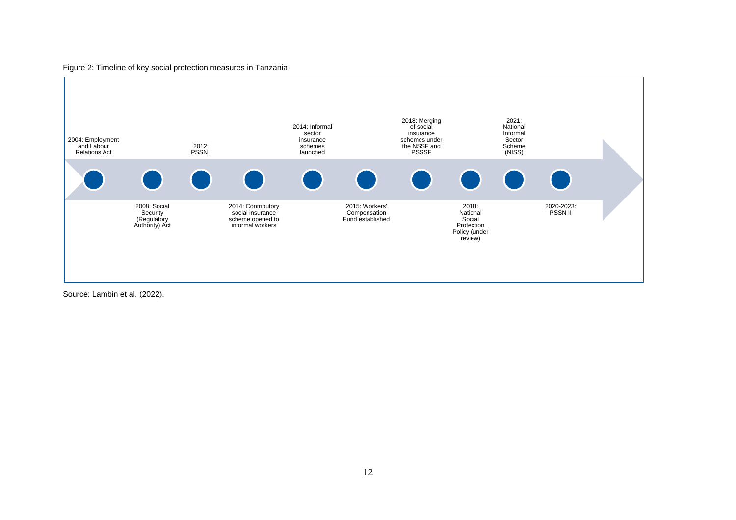Figure 2: Timeline of key social protection measures in Tanzania

- 2004: Employment and Labour Relations Act
- 2008: Social Security (Regulatory Authority) Act
- 2012: PSSN I
- 2014: Contributory social insurance scheme opened to informal workers
- 2014: Informal sector insurance schemes launched
- 2015: Workers' Compensation Fund established
- 2018: Merging of social insurance schemes under the NSSF and PSSSF
- 2018: National Social Protection Policy (under review)
- 2021: National Informal Sector Scheme (NISS)
- 2020-2023: PSSN II

Source: Lambin et al. (2022).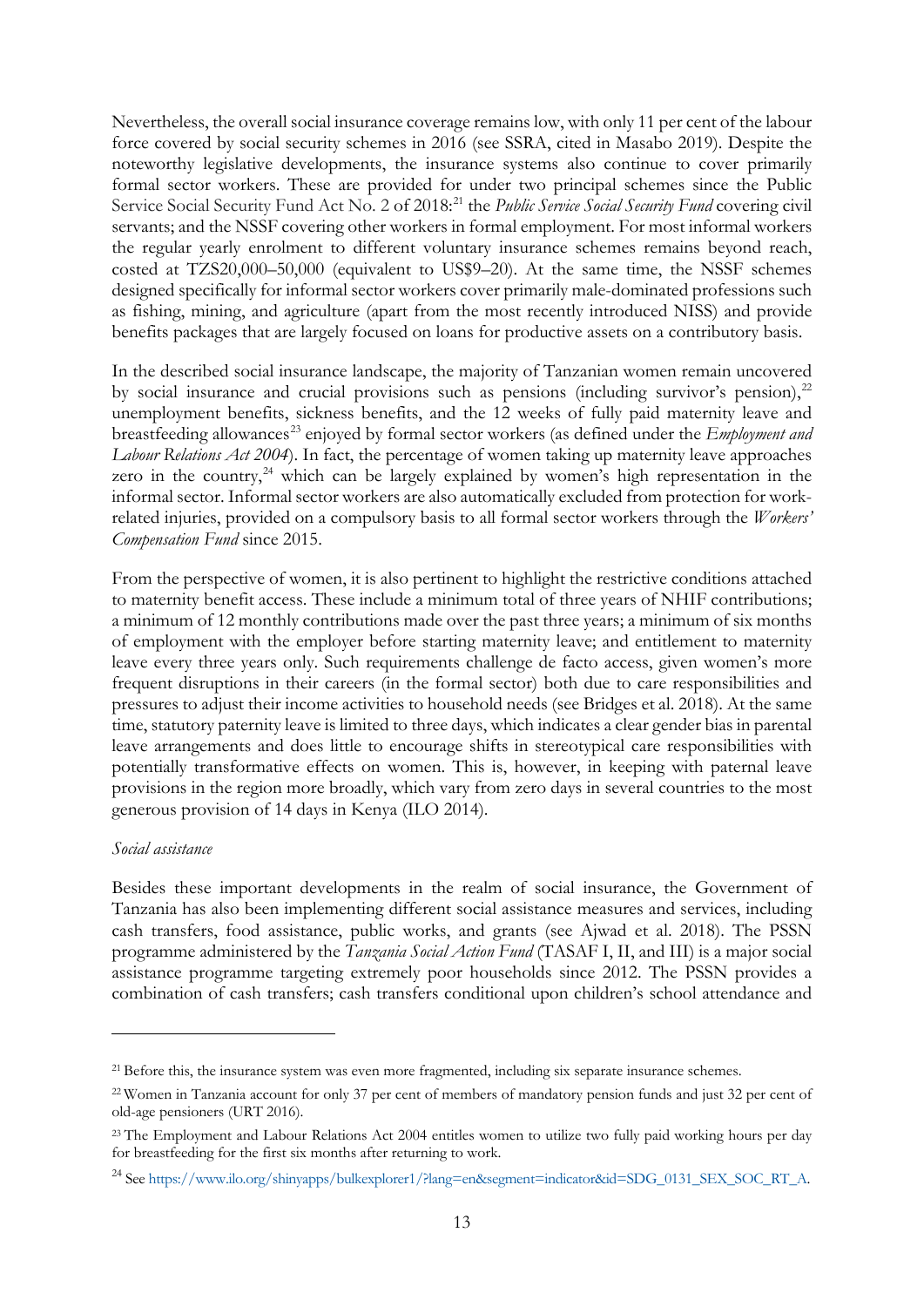Nevertheless, the overall social insurance coverage remains low, with only 11 per cent of the labour force covered by social security schemes in 2016 (see SSRA, cited in Masabo 2019). Despite the noteworthy legislative developments, the insurance systems also continue to cover primarily formal sector workers. These are provided for under two principal schemes since the Public Service Social Security Fund Act No. 2 of 2018:[21] the *Public Service Social Security Fund* covering civil servants; and the NSSF covering other workers in formal employment. For most informal workers the regular yearly enrolment to different voluntary insurance schemes remains beyond reach, costed at TZS20,000–50,000 (equivalent to US$9–20). At the same time, the NSSF schemes designed specifically for informal sector workers cover primarily male-dominated professions such as fishing, mining, and agriculture (apart from the most recently introduced NISS) and provide benefits packages that are largely focused on loans for productive assets on a contributory basis.

In the described social insurance landscape, the majority of Tanzanian women remain uncovered by social insurance and crucial provisions such as pensions (including survivor's pension),[22] unemployment benefits, sickness benefits, and the 12 weeks of fully paid maternity leave and breastfeeding allowances[23] enjoyed by formal sector workers (as defined under the *Employment and Labour Relations Act 2004*). In fact, the percentage of women taking up maternity leave approaches zero in the country,[24] which can be largely explained by women's high representation in the informal sector. Informal sector workers are also automatically excluded from protection for work-related injuries, provided on a compulsory basis to all formal sector workers through the *Workers' Compensation Fund* since 2015.

From the perspective of women, it is also pertinent to highlight the restrictive conditions attached to maternity benefit access. These include a minimum total of three years of NHIF contributions; a minimum of 12 monthly contributions made over the past three years; a minimum of six months of employment with the employer before starting maternity leave; and entitlement to maternity leave every three years only. Such requirements challenge de facto access, given women's more frequent disruptions in their careers (in the formal sector) both due to care responsibilities and pressures to adjust their income activities to household needs (see Bridges et al. 2018). At the same time, statutory paternity leave is limited to three days, which indicates a clear gender bias in parental leave arrangements and does little to encourage shifts in stereotypical care responsibilities with potentially transformative effects on women. This is, however, in keeping with paternal leave provisions in the region more broadly, which vary from zero days in several countries to the most generous provision of 14 days in Kenya (ILO 2014).

*Social assistance*

Besides these important developments in the realm of social insurance, the Government of Tanzania has also been implementing different social assistance measures and services, including cash transfers, food assistance, public works, and grants (see Ajwad et al. 2018). The PSSN programme administered by the *Tanzania Social Action Fund* (TASAF I, II, and III) is a major social assistance programme targeting extremely poor households since 2012. The PSSN provides a combination of cash transfers; cash transfers conditional upon children's school attendance and

---

[21] Before this, the insurance system was even more fragmented, including six separate insurance schemes.

[22] Women in Tanzania account for only 37 per cent of members of mandatory pension funds and just 32 per cent of old-age pensioners (URT 2016).

[23] The Employment and Labour Relations Act 2004 entitles women to utilize two fully paid working hours per day for breastfeeding for the first six months after returning to work.

[24] See https://www.ilo.org/shinyapps/bulkexplorer1/?lang=en&segment=indicator&id=SDG_0131_SEX_SOC_RT_A.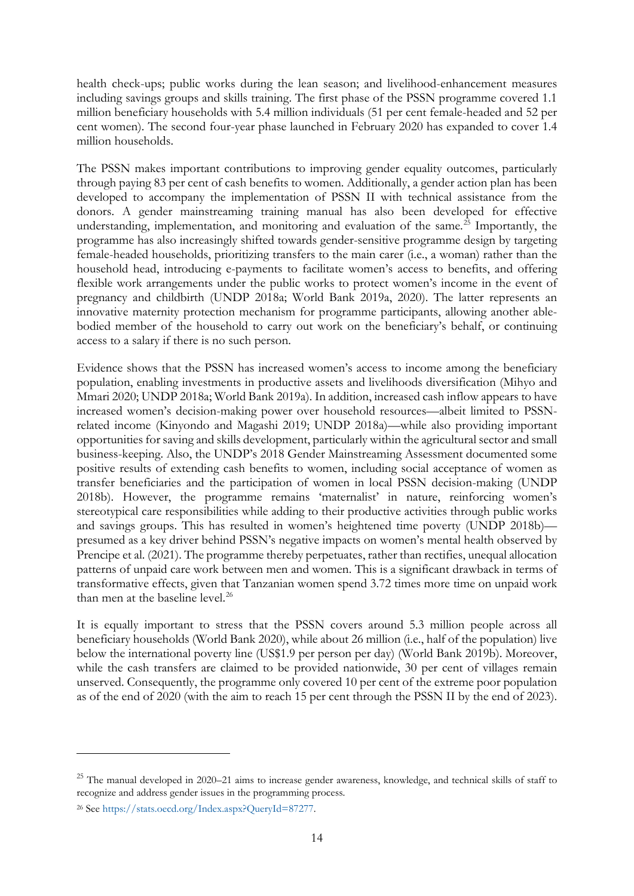health check-ups; public works during the lean season; and livelihood-enhancement measures including savings groups and skills training. The first phase of the PSSN programme covered 1.1 million beneficiary households with 5.4 million individuals (51 per cent female-headed and 52 per cent women). The second four-year phase launched in February 2020 has expanded to cover 1.4 million households.

The PSSN makes important contributions to improving gender equality outcomes, particularly through paying 83 per cent of cash benefits to women. Additionally, a gender action plan has been developed to accompany the implementation of PSSN II with technical assistance from the donors. A gender mainstreaming training manual has also been developed for effective understanding, implementation, and monitoring and evaluation of the same.[25] Importantly, the programme has also increasingly shifted towards gender-sensitive programme design by targeting female-headed households, prioritizing transfers to the main carer (i.e., a woman) rather than the household head, introducing e-payments to facilitate women's access to benefits, and offering flexible work arrangements under the public works to protect women's income in the event of pregnancy and childbirth (UNDP 2018a; World Bank 2019a, 2020). The latter represents an innovative maternity protection mechanism for programme participants, allowing another able-bodied member of the household to carry out work on the beneficiary's behalf, or continuing access to a salary if there is no such person.

Evidence shows that the PSSN has increased women's access to income among the beneficiary population, enabling investments in productive assets and livelihoods diversification (Mihyo and Mmari 2020; UNDP 2018a; World Bank 2019a). In addition, increased cash inflow appears to have increased women's decision-making power over household resources—albeit limited to PSSN-related income (Kinyondo and Magashi 2019; UNDP 2018a)—while also providing important opportunities for saving and skills development, particularly within the agricultural sector and small business-keeping. Also, the UNDP's 2018 Gender Mainstreaming Assessment documented some positive results of extending cash benefits to women, including social acceptance of women as transfer beneficiaries and the participation of women in local PSSN decision-making (UNDP 2018b). However, the programme remains 'maternalist' in nature, reinforcing women's stereotypical care responsibilities while adding to their productive activities through public works and savings groups. This has resulted in women's heightened time poverty (UNDP 2018b)—presumed as a key driver behind PSSN's negative impacts on women's mental health observed by Prencipe et al. (2021). The programme thereby perpetuates, rather than rectifies, unequal allocation patterns of unpaid care work between men and women. This is a significant drawback in terms of transformative effects, given that Tanzanian women spend 3.72 times more time on unpaid work than men at the baseline level.[26]

It is equally important to stress that the PSSN covers around 5.3 million people across all beneficiary households (World Bank 2020), while about 26 million (i.e., half of the population) live below the international poverty line (US$1.9 per person per day) (World Bank 2019b). Moreover, while the cash transfers are claimed to be provided nationwide, 30 per cent of villages remain unserved. Consequently, the programme only covered 10 per cent of the extreme poor population as of the end of 2020 (with the aim to reach 15 per cent through the PSSN II by the end of 2023).

---

[25] The manual developed in 2020–21 aims to increase gender awareness, knowledge, and technical skills of staff to recognize and address gender issues in the programming process.

[26] See https://stats.oecd.org/Index.aspx?QueryId=87277.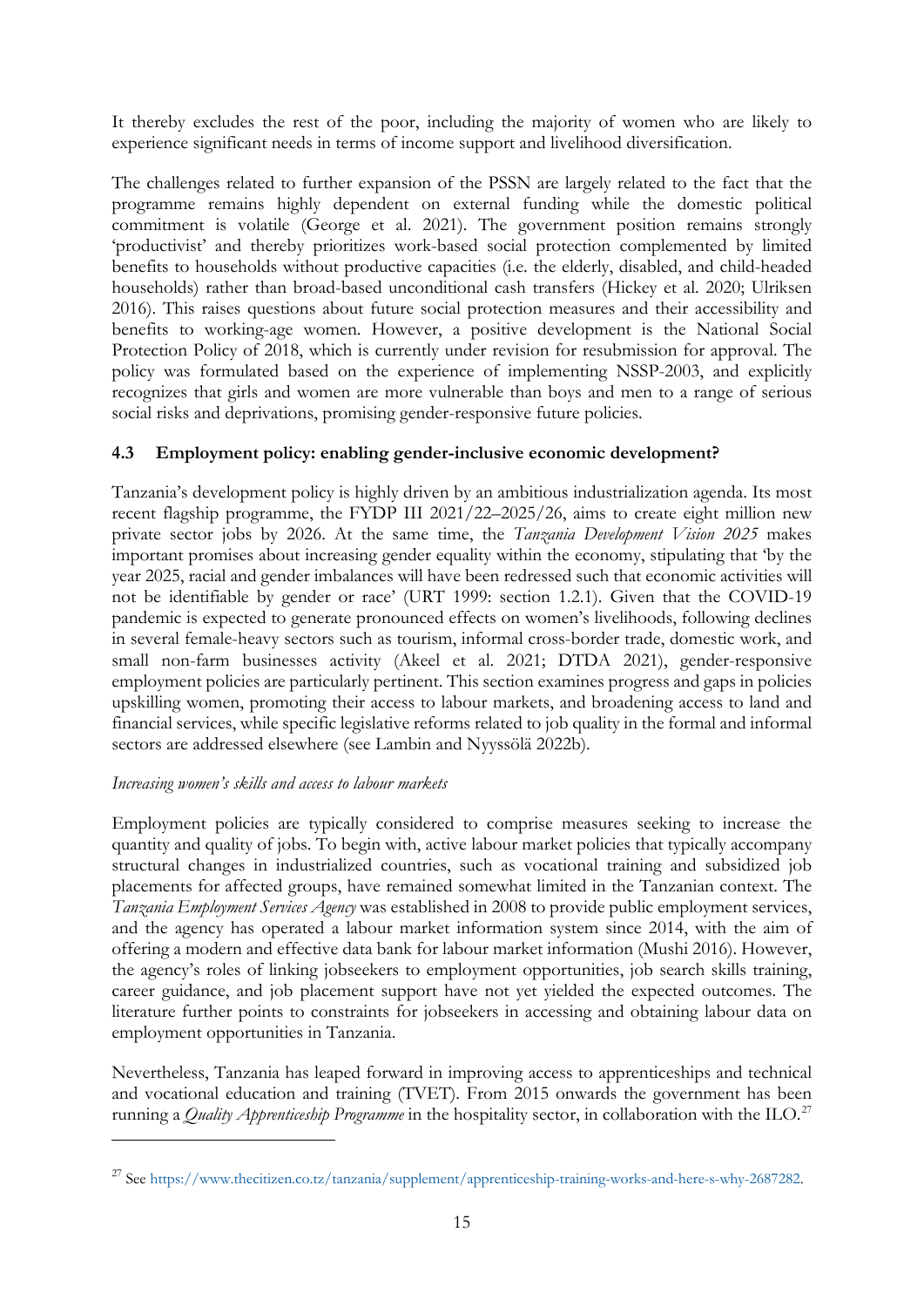It thereby excludes the rest of the poor, including the majority of women who are likely to experience significant needs in terms of income support and livelihood diversification.

The challenges related to further expansion of the PSSN are largely related to the fact that the programme remains highly dependent on external funding while the domestic political commitment is volatile (George et al. 2021). The government position remains strongly 'productivist' and thereby prioritizes work-based social protection complemented by limited benefits to households without productive capacities (i.e. the elderly, disabled, and child-headed households) rather than broad-based unconditional cash transfers (Hickey et al. 2020; Ulriksen 2016). This raises questions about future social protection measures and their accessibility and benefits to working-age women. However, a positive development is the National Social Protection Policy of 2018, which is currently under revision for resubmission for approval. The policy was formulated based on the experience of implementing NSSP-2003, and explicitly recognizes that girls and women are more vulnerable than boys and men to a range of serious social risks and deprivations, promising gender-responsive future policies.

### 4.3 Employment policy: enabling gender-inclusive economic development?

Tanzania's development policy is highly driven by an ambitious industrialization agenda. Its most recent flagship programme, the FYDP III 2021/22–2025/26, aims to create eight million new private sector jobs by 2026. At the same time, the *Tanzania Development Vision 2025* makes important promises about increasing gender equality within the economy, stipulating that 'by the year 2025, racial and gender imbalances will have been redressed such that economic activities will not be identifiable by gender or race' (URT 1999: section 1.2.1). Given that the COVID-19 pandemic is expected to generate pronounced effects on women's livelihoods, following declines in several female-heavy sectors such as tourism, informal cross-border trade, domestic work, and small non-farm businesses activity (Akeel et al. 2021; DTDA 2021), gender-responsive employment policies are particularly pertinent. This section examines progress and gaps in policies upskilling women, promoting their access to labour markets, and broadening access to land and financial services, while specific legislative reforms related to job quality in the formal and informal sectors are addressed elsewhere (see Lambin and Nyyssölä 2022b).

*Increasing women's skills and access to labour markets*

Employment policies are typically considered to comprise measures seeking to increase the quantity and quality of jobs. To begin with, active labour market policies that typically accompany structural changes in industrialized countries, such as vocational training and subsidized job placements for affected groups, have remained somewhat limited in the Tanzanian context. The *Tanzania Employment Services Agency* was established in 2008 to provide public employment services, and the agency has operated a labour market information system since 2014, with the aim of offering a modern and effective data bank for labour market information (Mushi 2016). However, the agency's roles of linking jobseekers to employment opportunities, job search skills training, career guidance, and job placement support have not yet yielded the expected outcomes. The literature further points to constraints for jobseekers in accessing and obtaining labour data on employment opportunities in Tanzania.

Nevertheless, Tanzania has leaped forward in improving access to apprenticeships and technical and vocational education and training (TVET). From 2015 onwards the government has been running a *Quality Apprenticeship Programme* in the hospitality sector, in collaboration with the ILO.[27]

[27] See https://www.thecitizen.co.tz/tanzania/supplement/apprenticeship-training-works-and-here-s-why-2687282.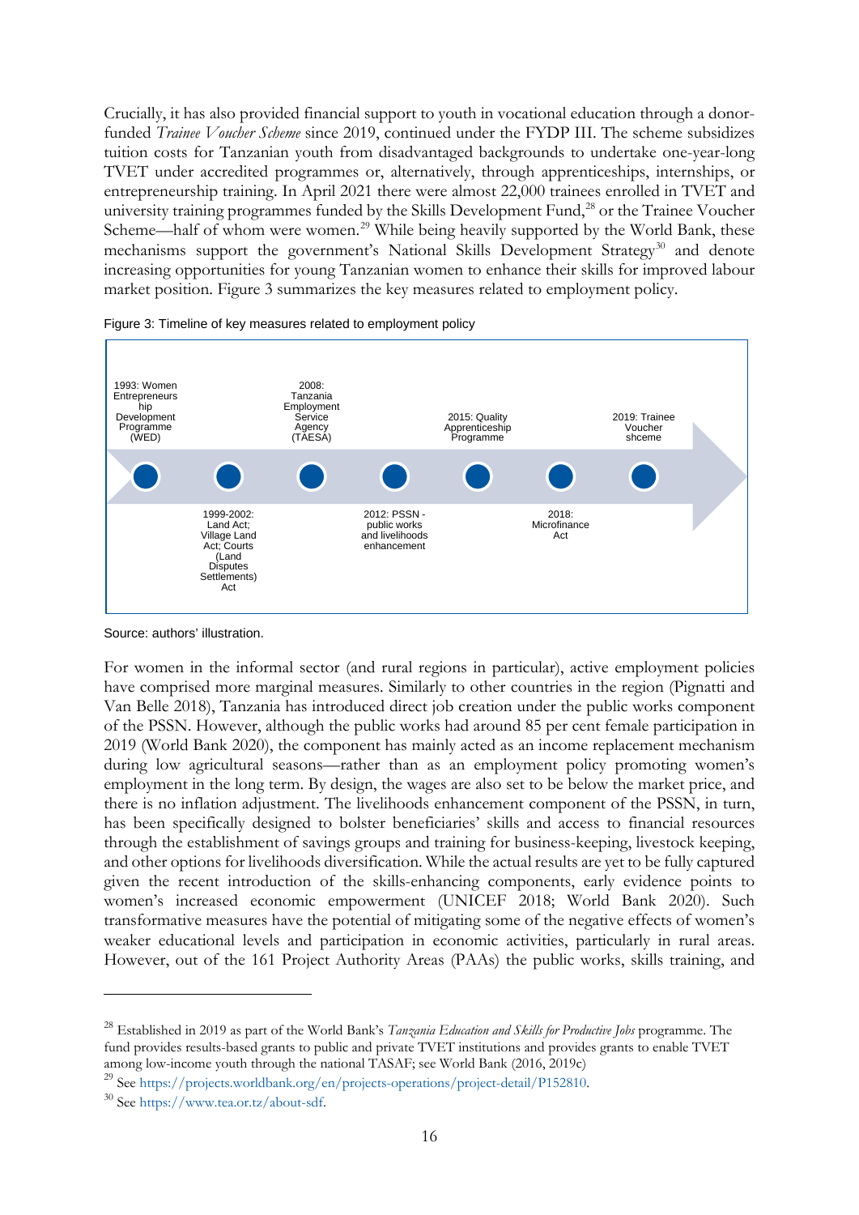Crucially, it has also provided financial support to youth in vocational education through a donor-funded *Trainee Voucher Scheme* since 2019, continued under the FYDP III. The scheme subsidizes tuition costs for Tanzanian youth from disadvantaged backgrounds to undertake one-year-long TVET under accredited programmes or, alternatively, through apprenticeships, internships, or entrepreneurship training. In April 2021 there were almost 22,000 trainees enrolled in TVET and university training programmes funded by the Skills Development Fund,[28] or the Trainee Voucher Scheme—half of whom were women.[29] While being heavily supported by the World Bank, these mechanisms support the government's National Skills Development Strategy[30] and denote increasing opportunities for young Tanzanian women to enhance their skills for improved labour market position. Figure 3 summarizes the key measures related to employment policy.

Figure 3: Timeline of key measures related to employment policy

- 1993: Women Entrepreneurship Development Programme (WED)
- 1999-2002: Land Act; Village Land Act; Courts (Land Disputes Settlements) Act
- 2008: Tanzania Employment Service Agency (TAESA)
- 2012: PSSN - public works and livelihoods enhancement
- 2015: Quality Apprenticeship Programme
- 2018: Microfinance Act
- 2019: Trainee Voucher shceme

Source: authors' illustration.

For women in the informal sector (and rural regions in particular), active employment policies have comprised more marginal measures. Similarly to other countries in the region (Pignatti and Van Belle 2018), Tanzania has introduced direct job creation under the public works component of the PSSN. However, although the public works had around 85 per cent female participation in 2019 (World Bank 2020), the component has mainly acted as an income replacement mechanism during low agricultural seasons—rather than as an employment policy promoting women's employment in the long term. By design, the wages are also set to be below the market price, and there is no inflation adjustment. The livelihoods enhancement component of the PSSN, in turn, has been specifically designed to bolster beneficiaries' skills and access to financial resources through the establishment of savings groups and training for business-keeping, livestock keeping, and other options for livelihoods diversification. While the actual results are yet to be fully captured given the recent introduction of the skills-enhancing components, early evidence points to women's increased economic empowerment (UNICEF 2018; World Bank 2020). Such transformative measures have the potential of mitigating some of the negative effects of women's weaker educational levels and participation in economic activities, particularly in rural areas. However, out of the 161 Project Authority Areas (PAAs) the public works, skills training, and

---

[28] Established in 2019 as part of the World Bank's *Tanzania Education and Skills for Productive Jobs* programme. The fund provides results-based grants to public and private TVET institutions and provides grants to enable TVET among low-income youth through the national TASAF; see World Bank (2016, 2019c)

[29] See https://projects.worldbank.org/en/projects-operations/project-detail/P152810.

[30] See https://www.tea.or.tz/about-sdf.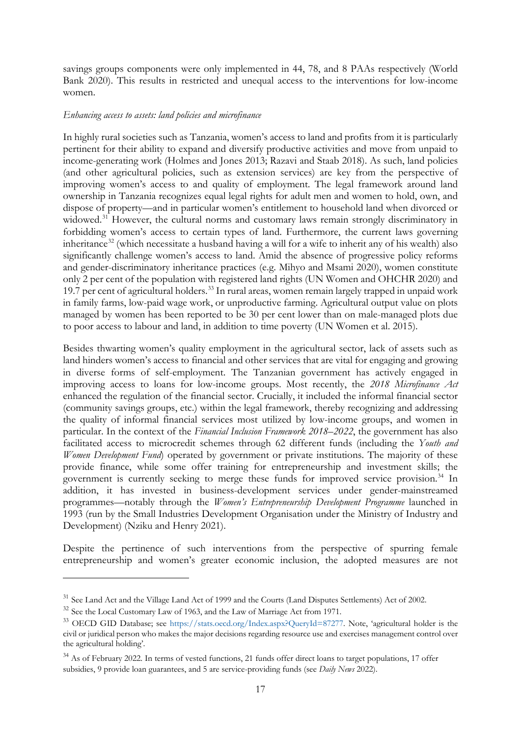savings groups components were only implemented in 44, 78, and 8 PAAs respectively (World Bank 2020). This results in restricted and unequal access to the interventions for low-income women.

*Enhancing access to assets: land policies and microfinance*

In highly rural societies such as Tanzania, women's access to land and profits from it is particularly pertinent for their ability to expand and diversify productive activities and move from unpaid to income-generating work (Holmes and Jones 2013; Razavi and Staab 2018). As such, land policies (and other agricultural policies, such as extension services) are key from the perspective of improving women's access to and quality of employment. The legal framework around land ownership in Tanzania recognizes equal legal rights for adult men and women to hold, own, and dispose of property—and in particular women's entitlement to household land when divorced or widowed.[31] However, the cultural norms and customary laws remain strongly discriminatory in forbidding women's access to certain types of land. Furthermore, the current laws governing inheritance[32] (which necessitate a husband having a will for a wife to inherit any of his wealth) also significantly challenge women's access to land. Amid the absence of progressive policy reforms and gender-discriminatory inheritance practices (e.g. Mihyo and Msami 2020), women constitute only 2 per cent of the population with registered land rights (UN Women and OHCHR 2020) and 19.7 per cent of agricultural holders.[33] In rural areas, women remain largely trapped in unpaid work in family farms, low-paid wage work, or unproductive farming. Agricultural output value on plots managed by women has been reported to be 30 per cent lower than on male-managed plots due to poor access to labour and land, in addition to time poverty (UN Women et al. 2015).

Besides thwarting women's quality employment in the agricultural sector, lack of assets such as land hinders women's access to financial and other services that are vital for engaging and growing in diverse forms of self-employment. The Tanzanian government has actively engaged in improving access to loans for low-income groups. Most recently, the *2018 Microfinance Act* enhanced the regulation of the financial sector. Crucially, it included the informal financial sector (community savings groups, etc.) within the legal framework, thereby recognizing and addressing the quality of informal financial services most utilized by low-income groups, and women in particular. In the context of the *Financial Inclusion Framework 2018–2022*, the government has also facilitated access to microcredit schemes through 62 different funds (including the *Youth and Women Development Fund*) operated by government or private institutions. The majority of these provide finance, while some offer training for entrepreneurship and investment skills; the government is currently seeking to merge these funds for improved service provision.[34] In addition, it has invested in business-development services under gender-mainstreamed programmes—notably through the *Women's Entrepreneurship Development Programme* launched in 1993 (run by the Small Industries Development Organisation under the Ministry of Industry and Development) (Nziku and Henry 2021).

Despite the pertinence of such interventions from the perspective of spurring female entrepreneurship and women's greater economic inclusion, the adopted measures are not

---

[31] See Land Act and the Village Land Act of 1999 and the Courts (Land Disputes Settlements) Act of 2002.

[32] See the Local Customary Law of 1963, and the Law of Marriage Act from 1971.

[33] OECD GID Database; see https://stats.oecd.org/Index.aspx?QueryId=87277. Note, 'agricultural holder is the civil or juridical person who makes the major decisions regarding resource use and exercises management control over the agricultural holding'.

[34] As of February 2022. In terms of vested functions, 21 funds offer direct loans to target populations, 17 offer subsidies, 9 provide loan guarantees, and 5 are service-providing funds (see *Daily News* 2022).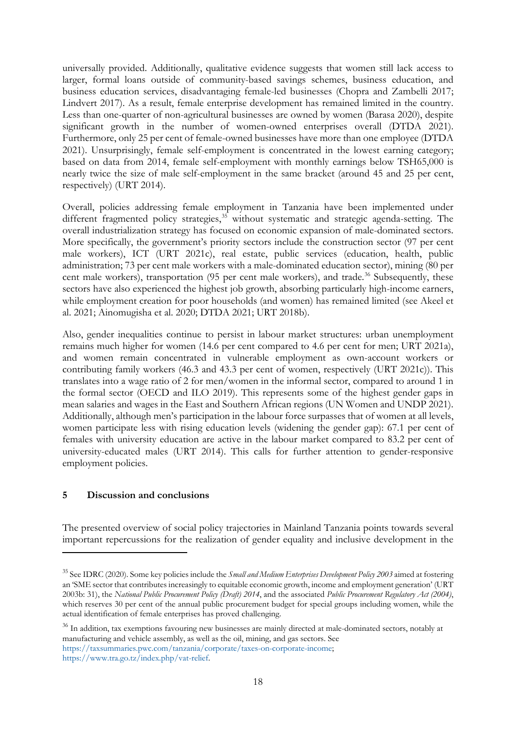universally provided. Additionally, qualitative evidence suggests that women still lack access to larger, formal loans outside of community-based savings schemes, business education, and business education services, disadvantaging female-led businesses (Chopra and Zambelli 2017; Lindvert 2017). As a result, female enterprise development has remained limited in the country. Less than one-quarter of non-agricultural businesses are owned by women (Barasa 2020), despite significant growth in the number of women-owned enterprises overall (DTDA 2021). Furthermore, only 25 per cent of female-owned businesses have more than one employee (DTDA 2021). Unsurprisingly, female self-employment is concentrated in the lowest earning category; based on data from 2014, female self-employment with monthly earnings below TSH65,000 is nearly twice the size of male self-employment in the same bracket (around 45 and 25 per cent, respectively) (URT 2014).

Overall, policies addressing female employment in Tanzania have been implemented under different fragmented policy strategies,[35] without systematic and strategic agenda-setting. The overall industrialization strategy has focused on economic expansion of male-dominated sectors. More specifically, the government's priority sectors include the construction sector (97 per cent male workers), ICT (URT 2021c), real estate, public services (education, health, public administration; 73 per cent male workers with a male-dominated education sector), mining (80 per cent male workers), transportation (95 per cent male workers), and trade.[36] Subsequently, these sectors have also experienced the highest job growth, absorbing particularly high-income earners, while employment creation for poor households (and women) has remained limited (see Akeel et al. 2021; Ainomugisha et al. 2020; DTDA 2021; URT 2018b).

Also, gender inequalities continue to persist in labour market structures: urban unemployment remains much higher for women (14.6 per cent compared to 4.6 per cent for men; URT 2021a), and women remain concentrated in vulnerable employment as own-account workers or contributing family workers (46.3 and 43.3 per cent of women, respectively (URT 2021c)). This translates into a wage ratio of 2 for men/women in the informal sector, compared to around 1 in the formal sector (OECD and ILO 2019). This represents some of the highest gender gaps in mean salaries and wages in the East and Southern African regions (UN Women and UNDP 2021). Additionally, although men's participation in the labour force surpasses that of women at all levels, women participate less with rising education levels (widening the gender gap): 67.1 per cent of females with university education are active in the labour market compared to 83.2 per cent of university-educated males (URT 2014). This calls for further attention to gender-responsive employment policies.

## 5 Discussion and conclusions

The presented overview of social policy trajectories in Mainland Tanzania points towards several important repercussions for the realization of gender equality and inclusive development in the

---

[35] See IDRC (2020). Some key policies include the *Small and Medium Enterprises Development Policy 2003* aimed at fostering an 'SME sector that contributes increasingly to equitable economic growth, income and employment generation' (URT 2003b: 31), the *National Public Procurement Policy (Draft) 2014*, and the associated *Public Procurement Regulatory Act (2004)*, which reserves 30 per cent of the annual public procurement budget for special groups including women, while the actual identification of female enterprises has proved challenging.

[36] In addition, tax exemptions favouring new businesses are mainly directed at male-dominated sectors, notably at manufacturing and vehicle assembly, as well as the oil, mining, and gas sectors. See https://taxsummaries.pwc.com/tanzania/corporate/taxes-on-corporate-income; https://www.tra.go.tz/index.php/vat-relief.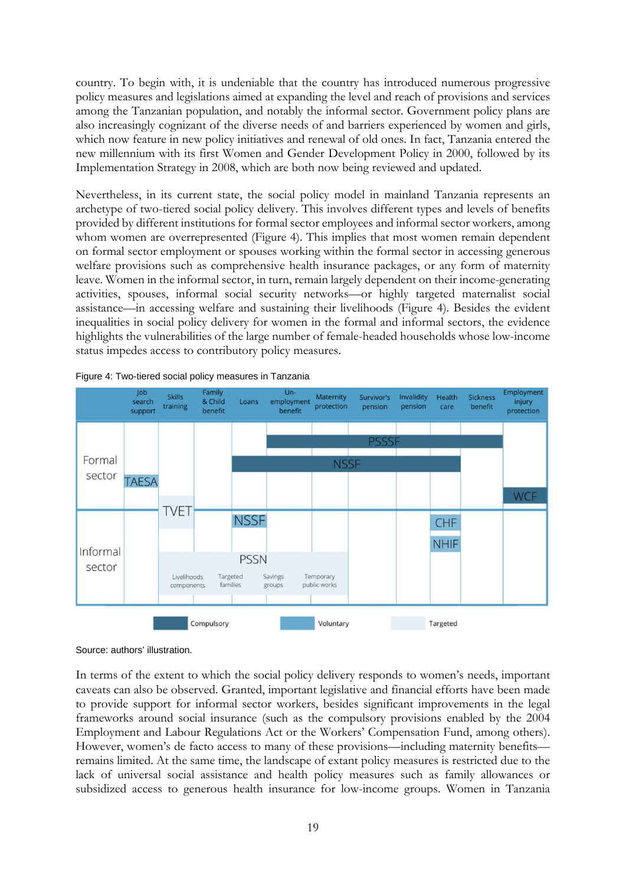country. To begin with, it is undeniable that the country has introduced numerous progressive policy measures and legislations aimed at expanding the level and reach of provisions and services among the Tanzanian population, and notably the informal sector. Government policy plans are also increasingly cognizant of the diverse needs of and barriers experienced by women and girls, which now feature in new policy initiatives and renewal of old ones. In fact, Tanzania entered the new millennium with its first Women and Gender Development Policy in 2000, followed by its Implementation Strategy in 2008, which are both now being reviewed and updated.

Nevertheless, in its current state, the social policy model in mainland Tanzania represents an archetype of two-tiered social policy delivery. This involves different types and levels of benefits provided by different institutions for formal sector employees and informal sector workers, among whom women are overrepresented (Figure 4). This implies that most women remain dependent on formal sector employment or spouses working within the formal sector in accessing generous welfare provisions such as comprehensive health insurance packages, or any form of maternity leave. Women in the informal sector, in turn, remain largely dependent on their income-generating activities, spouses, informal social security networks—or highly targeted maternalist social assistance—in accessing welfare and sustaining their livelihoods (Figure 4). Besides the evident inequalities in social policy delivery for women in the formal and informal sectors, the evidence highlights the vulnerabilities of the large number of female-headed households whose low-income status impedes access to contributory policy measures.

Figure 4: Two-tiered social policy measures in Tanzania

| | Job search support | Skills training | Family & Child benefit | Loans | Un-employment benefit | Maternity protection | Survivor's pension | Invalidity pension | Health care | Sickness benefit | Employment injury protection |
|---|---|---|---|---|---|---|---|---|---|---|---|
| Formal sector | TAESA (compulsory) | TVET (targeted, formal and informal) | | NSSF (compulsory, Loans to Health care) | PSSSF (compulsory, Unemployment benefit to Sickness benefit) | | | | | | WCF (compulsory) |
| Informal sector | | PSSN (targeted, Skills training to Maternity protection): Livelihoods components, Targeted families, Savings groups, Temporary public works | | NSSF (voluntary) | | | | | CHF (voluntary); NHIF (voluntary) | | |

Legend: Compulsory; Voluntary; Targeted

Source: authors' illustration.

In terms of the extent to which the social policy delivery responds to women's needs, important caveats can also be observed. Granted, important legislative and financial efforts have been made to provide support for informal sector workers, besides significant improvements in the legal frameworks around social insurance (such as the compulsory provisions enabled by the 2004 Employment and Labour Regulations Act or the Workers' Compensation Fund, among others). However, women's de facto access to many of these provisions—including maternity benefits—remains limited. At the same time, the landscape of extant policy measures is restricted due to the lack of universal social assistance and health policy measures such as family allowances or subsidized access to generous health insurance for low-income groups. Women in Tanzania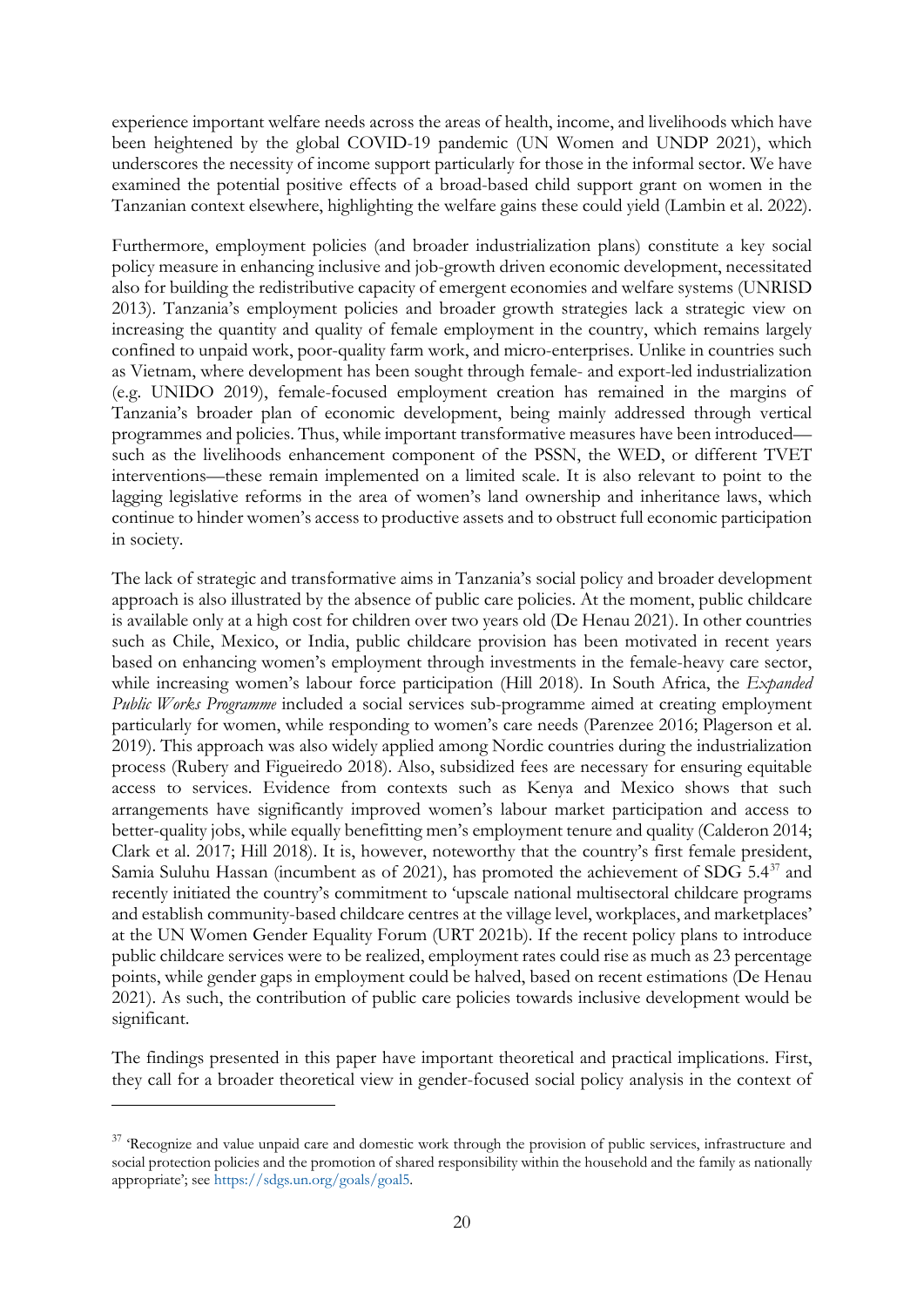experience important welfare needs across the areas of health, income, and livelihoods which have been heightened by the global COVID-19 pandemic (UN Women and UNDP 2021), which underscores the necessity of income support particularly for those in the informal sector. We have examined the potential positive effects of a broad-based child support grant on women in the Tanzanian context elsewhere, highlighting the welfare gains these could yield (Lambin et al. 2022).

Furthermore, employment policies (and broader industrialization plans) constitute a key social policy measure in enhancing inclusive and job-growth driven economic development, necessitated also for building the redistributive capacity of emergent economies and welfare systems (UNRISD 2013). Tanzania's employment policies and broader growth strategies lack a strategic view on increasing the quantity and quality of female employment in the country, which remains largely confined to unpaid work, poor-quality farm work, and micro-enterprises. Unlike in countries such as Vietnam, where development has been sought through female- and export-led industrialization (e.g. UNIDO 2019), female-focused employment creation has remained in the margins of Tanzania's broader plan of economic development, being mainly addressed through vertical programmes and policies. Thus, while important transformative measures have been introduced—such as the livelihoods enhancement component of the PSSN, the WED, or different TVET interventions—these remain implemented on a limited scale. It is also relevant to point to the lagging legislative reforms in the area of women's land ownership and inheritance laws, which continue to hinder women's access to productive assets and to obstruct full economic participation in society.

The lack of strategic and transformative aims in Tanzania's social policy and broader development approach is also illustrated by the absence of public care policies. At the moment, public childcare is available only at a high cost for children over two years old (De Henau 2021). In other countries such as Chile, Mexico, or India, public childcare provision has been motivated in recent years based on enhancing women's employment through investments in the female-heavy care sector, while increasing women's labour force participation (Hill 2018). In South Africa, the *Expanded Public Works Programme* included a social services sub-programme aimed at creating employment particularly for women, while responding to women's care needs (Parenzee 2016; Plagerson et al. 2019). This approach was also widely applied among Nordic countries during the industrialization process (Rubery and Figueiredo 2018). Also, subsidized fees are necessary for ensuring equitable access to services. Evidence from contexts such as Kenya and Mexico shows that such arrangements have significantly improved women's labour market participation and access to better-quality jobs, while equally benefitting men's employment tenure and quality (Calderon 2014; Clark et al. 2017; Hill 2018). It is, however, noteworthy that the country's first female president, Samia Suluhu Hassan (incumbent as of 2021), has promoted the achievement of SDG 5.4[37] and recently initiated the country's commitment to 'upscale national multisectoral childcare programs and establish community-based childcare centres at the village level, workplaces, and marketplaces' at the UN Women Gender Equality Forum (URT 2021b). If the recent policy plans to introduce public childcare services were to be realized, employment rates could rise as much as 23 percentage points, while gender gaps in employment could be halved, based on recent estimations (De Henau 2021). As such, the contribution of public care policies towards inclusive development would be significant.

The findings presented in this paper have important theoretical and practical implications. First, they call for a broader theoretical view in gender-focused social policy analysis in the context of

[37] 'Recognize and value unpaid care and domestic work through the provision of public services, infrastructure and social protection policies and the promotion of shared responsibility within the household and the family as nationally appropriate'; see https://sdgs.un.org/goals/goal5.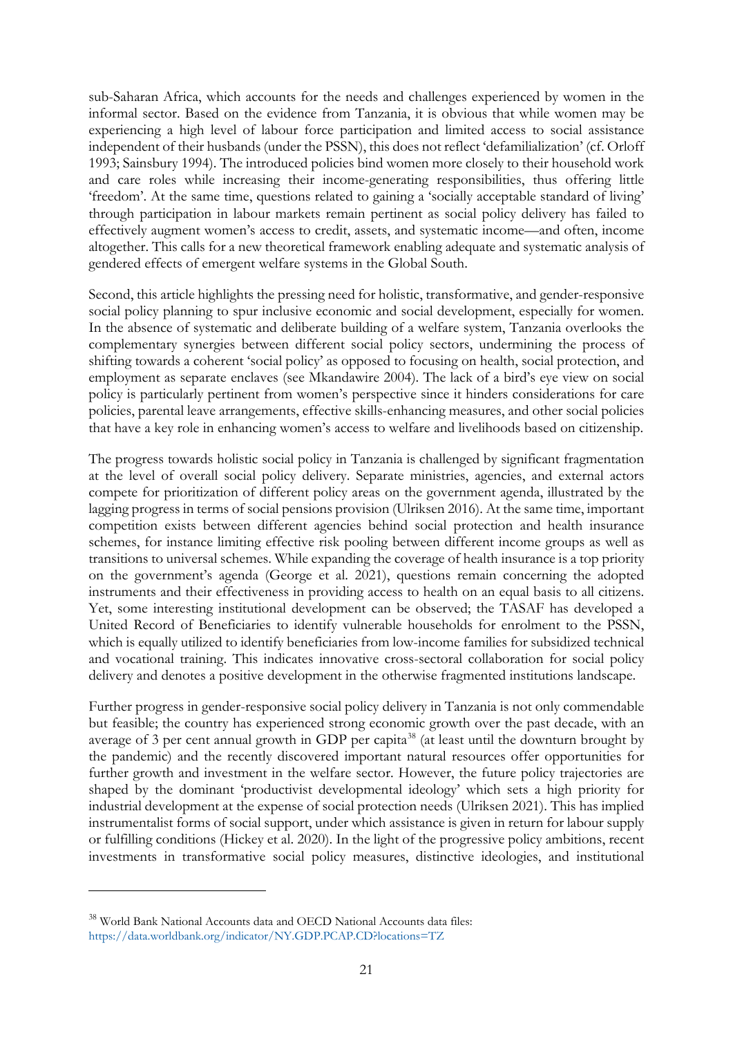sub-Saharan Africa, which accounts for the needs and challenges experienced by women in the informal sector. Based on the evidence from Tanzania, it is obvious that while women may be experiencing a high level of labour force participation and limited access to social assistance independent of their husbands (under the PSSN), this does not reflect 'defamilialization' (cf. Orloff 1993; Sainsbury 1994). The introduced policies bind women more closely to their household work and care roles while increasing their income-generating responsibilities, thus offering little 'freedom'. At the same time, questions related to gaining a 'socially acceptable standard of living' through participation in labour markets remain pertinent as social policy delivery has failed to effectively augment women's access to credit, assets, and systematic income—and often, income altogether. This calls for a new theoretical framework enabling adequate and systematic analysis of gendered effects of emergent welfare systems in the Global South.

Second, this article highlights the pressing need for holistic, transformative, and gender-responsive social policy planning to spur inclusive economic and social development, especially for women. In the absence of systematic and deliberate building of a welfare system, Tanzania overlooks the complementary synergies between different social policy sectors, undermining the process of shifting towards a coherent 'social policy' as opposed to focusing on health, social protection, and employment as separate enclaves (see Mkandawire 2004). The lack of a bird's eye view on social policy is particularly pertinent from women's perspective since it hinders considerations for care policies, parental leave arrangements, effective skills-enhancing measures, and other social policies that have a key role in enhancing women's access to welfare and livelihoods based on citizenship.

The progress towards holistic social policy in Tanzania is challenged by significant fragmentation at the level of overall social policy delivery. Separate ministries, agencies, and external actors compete for prioritization of different policy areas on the government agenda, illustrated by the lagging progress in terms of social pensions provision (Ulriksen 2016). At the same time, important competition exists between different agencies behind social protection and health insurance schemes, for instance limiting effective risk pooling between different income groups as well as transitions to universal schemes. While expanding the coverage of health insurance is a top priority on the government's agenda (George et al. 2021), questions remain concerning the adopted instruments and their effectiveness in providing access to health on an equal basis to all citizens. Yet, some interesting institutional development can be observed; the TASAF has developed a United Record of Beneficiaries to identify vulnerable households for enrolment to the PSSN, which is equally utilized to identify beneficiaries from low-income families for subsidized technical and vocational training. This indicates innovative cross-sectoral collaboration for social policy delivery and denotes a positive development in the otherwise fragmented institutions landscape.

Further progress in gender-responsive social policy delivery in Tanzania is not only commendable but feasible; the country has experienced strong economic growth over the past decade, with an average of 3 per cent annual growth in GDP per capita[38] (at least until the downturn brought by the pandemic) and the recently discovered important natural resources offer opportunities for further growth and investment in the welfare sector. However, the future policy trajectories are shaped by the dominant 'productivist developmental ideology' which sets a high priority for industrial development at the expense of social protection needs (Ulriksen 2021). This has implied instrumentalist forms of social support, under which assistance is given in return for labour supply or fulfilling conditions (Hickey et al. 2020). In the light of the progressive policy ambitions, recent investments in transformative social policy measures, distinctive ideologies, and institutional

---

[38] World Bank National Accounts data and OECD National Accounts data files: https://data.worldbank.org/indicator/NY.GDP.PCAP.CD?locations=TZ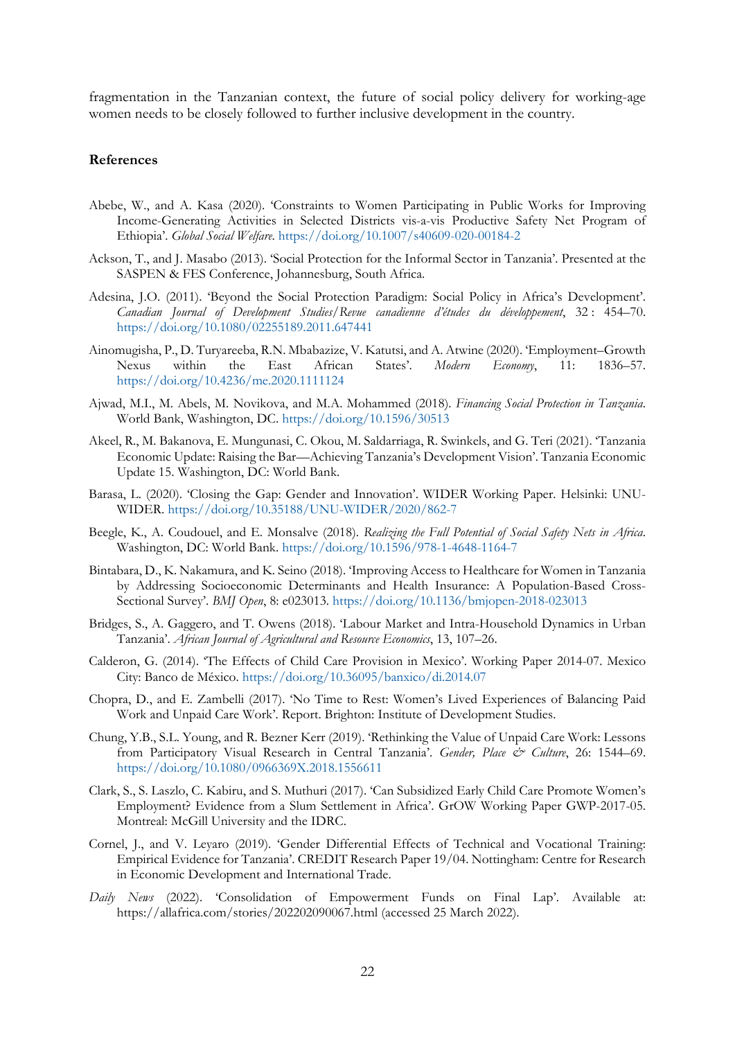fragmentation in the Tanzanian context, the future of social policy delivery for working-age women needs to be closely followed to further inclusive development in the country.

## References

Abebe, W., and A. Kasa (2020). 'Constraints to Women Participating in Public Works for Improving Income-Generating Activities in Selected Districts vis-a-vis Productive Safety Net Program of Ethiopia'. *Global Social Welfare*. https://doi.org/10.1007/s40609-020-00184-2

Ackson, T., and J. Masabo (2013). 'Social Protection for the Informal Sector in Tanzania'. Presented at the SASPEN & FES Conference, Johannesburg, South Africa.

Adesina, J.O. (2011). 'Beyond the Social Protection Paradigm: Social Policy in Africa's Development'. *Canadian Journal of Development Studies/Revue canadienne d'études du développement*, 32 : 454–70. https://doi.org/10.1080/02255189.2011.647441

Ainomugisha, P., D. Turyareeba, R.N. Mbabazize, V. Katutsi, and A. Atwine (2020). 'Employment–Growth Nexus within the East African States'. *Modern Economy*, 11: 1836–57. https://doi.org/10.4236/me.2020.1111124

Ajwad, M.I., M. Abels, M. Novikova, and M.A. Mohammed (2018). *Financing Social Protection in Tanzania*. World Bank, Washington, DC. https://doi.org/10.1596/30513

Akeel, R., M. Bakanova, E. Mungunasi, C. Okou, M. Saldarriaga, R. Swinkels, and G. Teri (2021). 'Tanzania Economic Update: Raising the Bar—Achieving Tanzania's Development Vision'. Tanzania Economic Update 15. Washington, DC: World Bank.

Barasa, L. (2020). 'Closing the Gap: Gender and Innovation'. WIDER Working Paper. Helsinki: UNU-WIDER. https://doi.org/10.35188/UNU-WIDER/2020/862-7

Beegle, K., A. Coudouel, and E. Monsalve (2018). *Realizing the Full Potential of Social Safety Nets in Africa*. Washington, DC: World Bank. https://doi.org/10.1596/978-1-4648-1164-7

Bintabara, D., K. Nakamura, and K. Seino (2018). 'Improving Access to Healthcare for Women in Tanzania by Addressing Socioeconomic Determinants and Health Insurance: A Population-Based Cross-Sectional Survey'. *BMJ Open*, 8: e023013. https://doi.org/10.1136/bmjopen-2018-023013

Bridges, S., A. Gaggero, and T. Owens (2018). 'Labour Market and Intra-Household Dynamics in Urban Tanzania'. *African Journal of Agricultural and Resource Economics*, 13, 107–26.

Calderon, G. (2014). 'The Effects of Child Care Provision in Mexico'. Working Paper 2014-07. Mexico City: Banco de México. https://doi.org/10.36095/banxico/di.2014.07

Chopra, D., and E. Zambelli (2017). 'No Time to Rest: Women's Lived Experiences of Balancing Paid Work and Unpaid Care Work'. Report. Brighton: Institute of Development Studies.

Chung, Y.B., S.L. Young, and R. Bezner Kerr (2019). 'Rethinking the Value of Unpaid Care Work: Lessons from Participatory Visual Research in Central Tanzania'. *Gender, Place & Culture*, 26: 1544–69. https://doi.org/10.1080/0966369X.2018.1556611

Clark, S., S. Laszlo, C. Kabiru, and S. Muthuri (2017). 'Can Subsidized Early Child Care Promote Women's Employment? Evidence from a Slum Settlement in Africa'. GrOW Working Paper GWP-2017-05. Montreal: McGill University and the IDRC.

Cornel, J., and V. Leyaro (2019). 'Gender Differential Effects of Technical and Vocational Training: Empirical Evidence for Tanzania'. CREDIT Research Paper 19/04. Nottingham: Centre for Research in Economic Development and International Trade.

*Daily News* (2022). 'Consolidation of Empowerment Funds on Final Lap'. Available at: https://allafrica.com/stories/202202090067.html (accessed 25 March 2022).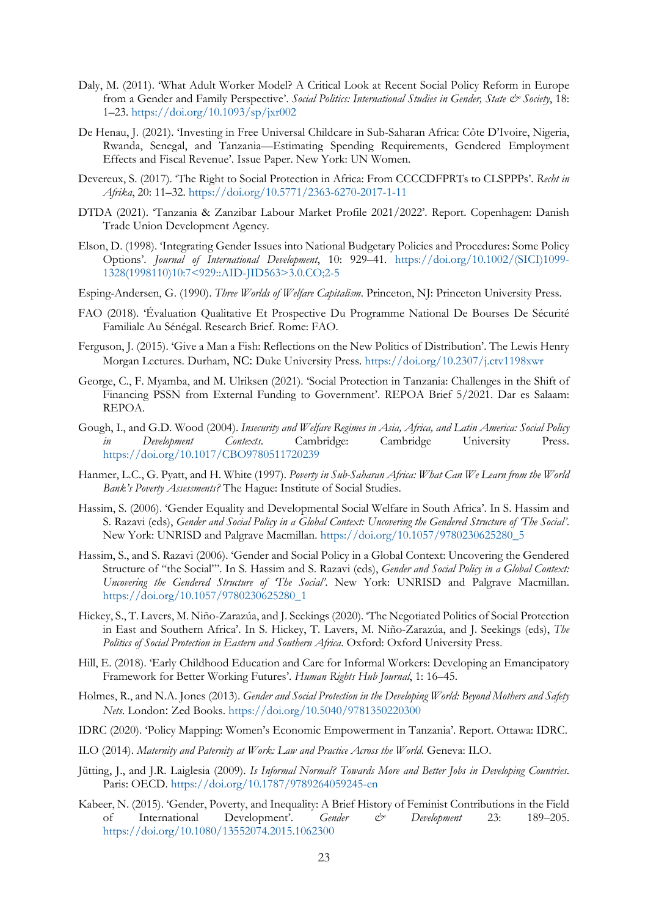Daly, M. (2011). 'What Adult Worker Model? A Critical Look at Recent Social Policy Reform in Europe from a Gender and Family Perspective'. *Social Politics: International Studies in Gender, State & Society*, 18: 1–23. https://doi.org/10.1093/sp/jxr002

De Henau, J. (2021). 'Investing in Free Universal Childcare in Sub-Saharan Africa: Côte D'Ivoire, Nigeria, Rwanda, Senegal, and Tanzania—Estimating Spending Requirements, Gendered Employment Effects and Fiscal Revenue'. Issue Paper. New York: UN Women.

Devereux, S. (2017). 'The Right to Social Protection in Africa: From CCCCDFPRTs to CLSPPPs'. *Recht in Afrika*, 20: 11–32. https://doi.org/10.5771/2363-6270-2017-1-11

DTDA (2021). 'Tanzania & Zanzibar Labour Market Profile 2021/2022'. Report. Copenhagen: Danish Trade Union Development Agency.

Elson, D. (1998). 'Integrating Gender Issues into National Budgetary Policies and Procedures: Some Policy Options'. *Journal of International Development*, 10: 929–41. https://doi.org/10.1002/(SICI)1099-1328(1998110)10:7<929::AID-JID563>3.0.CO;2-5

Esping-Andersen, G. (1990). *Three Worlds of Welfare Capitalism*. Princeton, NJ: Princeton University Press.

FAO (2018). 'Évaluation Qualitative Et Prospective Du Programme National De Bourses De Sécurité Familiale Au Sénégal. Research Brief. Rome: FAO.

Ferguson, J. (2015). 'Give a Man a Fish: Reflections on the New Politics of Distribution'. The Lewis Henry Morgan Lectures. Durham, NC: Duke University Press. https://doi.org/10.2307/j.ctv1198xwr

George, C., F. Myamba, and M. Ulriksen (2021). 'Social Protection in Tanzania: Challenges in the Shift of Financing PSSN from External Funding to Government'. REPOA Brief 5/2021. Dar es Salaam: REPOA.

Gough, I., and G.D. Wood (2004). *Insecurity and Welfare Regimes in Asia, Africa, and Latin America: Social Policy in Development Contexts*. Cambridge: Cambridge University Press. https://doi.org/10.1017/CBO9780511720239

Hanmer, L.C., G. Pyatt, and H. White (1997). *Poverty in Sub-Saharan Africa: What Can We Learn from the World Bank's Poverty Assessments?* The Hague: Institute of Social Studies.

Hassim, S. (2006). 'Gender Equality and Developmental Social Welfare in South Africa'. In S. Hassim and S. Razavi (eds), *Gender and Social Policy in a Global Context: Uncovering the Gendered Structure of 'The Social'*. New York: UNRISD and Palgrave Macmillan. https://doi.org/10.1057/9780230625280_5

Hassim, S., and S. Razavi (2006). 'Gender and Social Policy in a Global Context: Uncovering the Gendered Structure of "the Social"'. In S. Hassim and S. Razavi (eds), *Gender and Social Policy in a Global Context: Uncovering the Gendered Structure of 'The Social'*. New York: UNRISD and Palgrave Macmillan. https://doi.org/10.1057/9780230625280_1

Hickey, S., T. Lavers, M. Niño-Zarazúa, and J. Seekings (2020). 'The Negotiated Politics of Social Protection in East and Southern Africa'. In S. Hickey, T. Lavers, M. Niño-Zarazúa, and J. Seekings (eds), *The Politics of Social Protection in Eastern and Southern Africa*. Oxford: Oxford University Press.

Hill, E. (2018). 'Early Childhood Education and Care for Informal Workers: Developing an Emancipatory Framework for Better Working Futures'. *Human Rights Hub Journal*, 1: 16–45.

Holmes, R., and N.A. Jones (2013). *Gender and Social Protection in the Developing World: Beyond Mothers and Safety Nets*. London: Zed Books. https://doi.org/10.5040/9781350220300

IDRC (2020). 'Policy Mapping: Women's Economic Empowerment in Tanzania'. Report. Ottawa: IDRC.

ILO (2014). *Maternity and Paternity at Work: Law and Practice Across the World*. Geneva: ILO.

Jütting, J., and J.R. Laiglesia (2009). *Is Informal Normal? Towards More and Better Jobs in Developing Countries*. Paris: OECD. https://doi.org/10.1787/9789264059245-en

Kabeer, N. (2015). 'Gender, Poverty, and Inequality: A Brief History of Feminist Contributions in the Field of International Development'. *Gender & Development* 23: 189–205. https://doi.org/10.1080/13552074.2015.1062300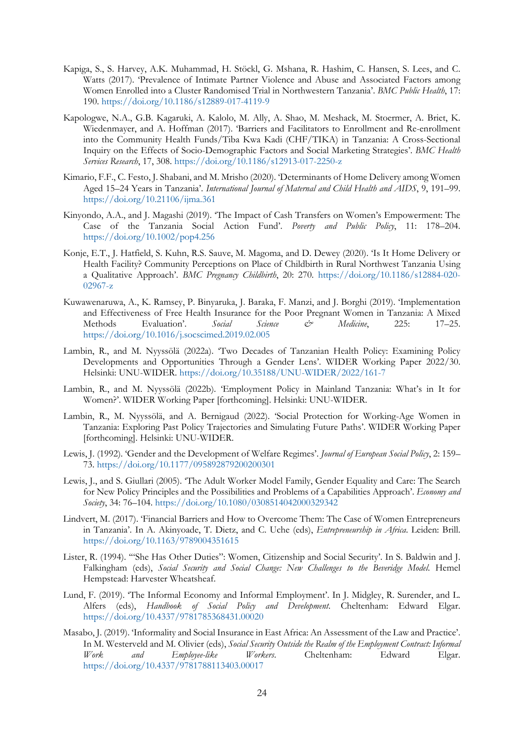Kapiga, S., S. Harvey, A.K. Muhammad, H. Stöckl, G. Mshana, R. Hashim, C. Hansen, S. Lees, and C. Watts (2017). 'Prevalence of Intimate Partner Violence and Abuse and Associated Factors among Women Enrolled into a Cluster Randomised Trial in Northwestern Tanzania'. *BMC Public Health*, 17: 190. https://doi.org/10.1186/s12889-017-4119-9

Kapologwe, N.A., G.B. Kagaruki, A. Kalolo, M. Ally, A. Shao, M. Meshack, M. Stoermer, A. Briet, K. Wiedenmayer, and A. Hoffman (2017). 'Barriers and Facilitators to Enrollment and Re-enrollment into the Community Health Funds/Tiba Kwa Kadi (CHF/TIKA) in Tanzania: A Cross-Sectional Inquiry on the Effects of Socio-Demographic Factors and Social Marketing Strategies'. *BMC Health Services Research*, 17, 308. https://doi.org/10.1186/s12913-017-2250-z

Kimario, F.F., C. Festo, J. Shabani, and M. Mrisho (2020). 'Determinants of Home Delivery among Women Aged 15–24 Years in Tanzania'. *International Journal of Maternal and Child Health and AIDS*, 9, 191–99. https://doi.org/10.21106/ijma.361

Kinyondo, A.A., and J. Magashi (2019). 'The Impact of Cash Transfers on Women's Empowerment: The Case of the Tanzania Social Action Fund'. *Poverty and Public Policy*, 11: 178–204. https://doi.org/10.1002/pop4.256

Konje, E.T., J. Hatfield, S. Kuhn, R.S. Sauve, M. Magoma, and D. Dewey (2020). 'Is It Home Delivery or Health Facility? Community Perceptions on Place of Childbirth in Rural Northwest Tanzania Using a Qualitative Approach'. *BMC Pregnancy Childbirth*, 20: 270. https://doi.org/10.1186/s12884-020-02967-z

Kuwawenaruwa, A., K. Ramsey, P. Binyaruka, J. Baraka, F. Manzi, and J. Borghi (2019). 'Implementation and Effectiveness of Free Health Insurance for the Poor Pregnant Women in Tanzania: A Mixed Methods Evaluation'. *Social Science & Medicine*, 225: 17–25. https://doi.org/10.1016/j.socscimed.2019.02.005

Lambin, R., and M. Nyyssölä (2022a). 'Two Decades of Tanzanian Health Policy: Examining Policy Developments and Opportunities Through a Gender Lens'. WIDER Working Paper 2022/30. Helsinki: UNU-WIDER. https://doi.org/10.35188/UNU-WIDER/2022/161-7

Lambin, R., and M. Nyyssölä (2022b). 'Employment Policy in Mainland Tanzania: What's in It for Women?'. WIDER Working Paper [forthcoming]. Helsinki: UNU-WIDER.

Lambin, R., M. Nyyssölä, and A. Bernigaud (2022). 'Social Protection for Working-Age Women in Tanzania: Exploring Past Policy Trajectories and Simulating Future Paths'. WIDER Working Paper [forthcoming]. Helsinki: UNU-WIDER.

Lewis, J. (1992). 'Gender and the Development of Welfare Regimes'. *Journal of European Social Policy*, 2: 159–73. https://doi.org/10.1177/095892879200200301

Lewis, J., and S. Giullari (2005). 'The Adult Worker Model Family, Gender Equality and Care: The Search for New Policy Principles and the Possibilities and Problems of a Capabilities Approach'. *Economy and Society*, 34: 76–104. https://doi.org/10.1080/0308514042000329342

Lindvert, M. (2017). 'Financial Barriers and How to Overcome Them: The Case of Women Entrepreneurs in Tanzania'. In A. Akinyoade, T. Dietz, and C. Uche (eds), *Entrepreneurship in Africa*. Leiden: Brill. https://doi.org/10.1163/9789004351615

Lister, R. (1994). '"She Has Other Duties": Women, Citizenship and Social Security'. In S. Baldwin and J. Falkingham (eds), *Social Security and Social Change: New Challenges to the Beveridge Model*. Hemel Hempstead: Harvester Wheatsheaf.

Lund, F. (2019). 'The Informal Economy and Informal Employment'. In J. Midgley, R. Surender, and L. Alfers (eds), *Handbook of Social Policy and Development*. Cheltenham: Edward Elgar. https://doi.org/10.4337/9781785368431.00020

Masabo, J. (2019). 'Informality and Social Insurance in East Africa: An Assessment of the Law and Practice'. In M. Westerveld and M. Olivier (eds), *Social Security Outside the Realm of the Employment Contract: Informal Work and Employee-like Workers*. Cheltenham: Edward Elgar. https://doi.org/10.4337/9781788113403.00017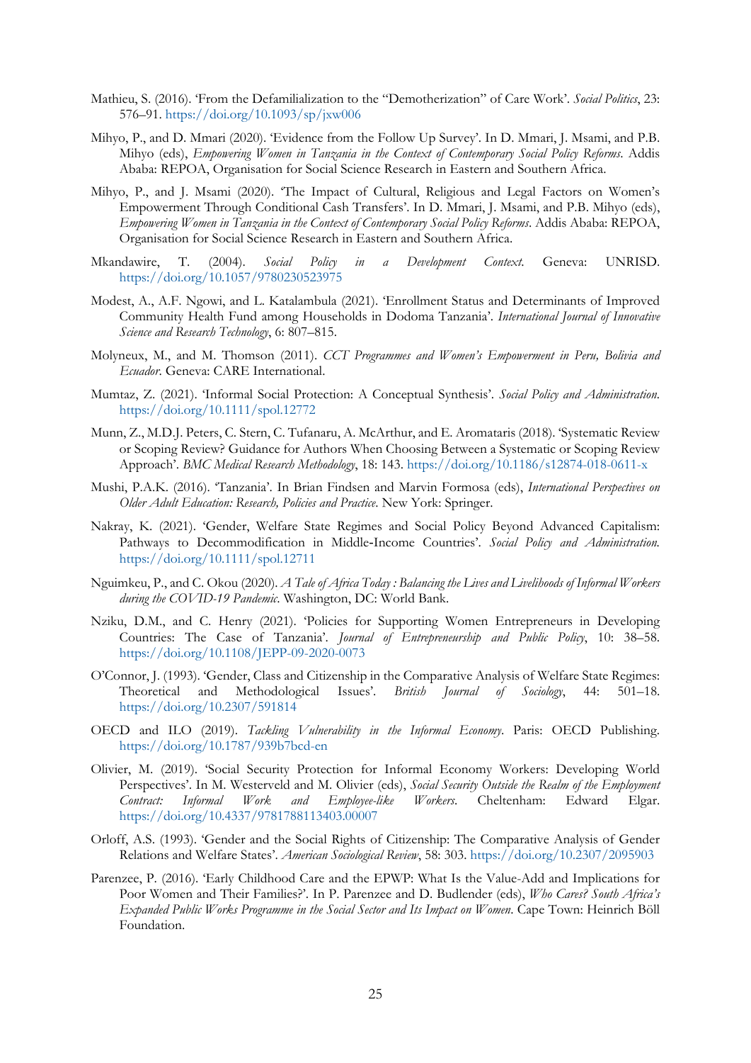Mathieu, S. (2016). 'From the Defamilialization to the "Demotherization" of Care Work'. *Social Politics*, 23: 576–91. https://doi.org/10.1093/sp/jxw006

Mihyo, P., and D. Mmari (2020). 'Evidence from the Follow Up Survey'. In D. Mmari, J. Msami, and P.B. Mihyo (eds), *Empowering Women in Tanzania in the Context of Contemporary Social Policy Reforms*. Addis Ababa: REPOA, Organisation for Social Science Research in Eastern and Southern Africa.

Mihyo, P., and J. Msami (2020). 'The Impact of Cultural, Religious and Legal Factors on Women's Empowerment Through Conditional Cash Transfers'. In D. Mmari, J. Msami, and P.B. Mihyo (eds), *Empowering Women in Tanzania in the Context of Contemporary Social Policy Reforms*. Addis Ababa: REPOA, Organisation for Social Science Research in Eastern and Southern Africa.

Mkandawire, T. (2004). *Social Policy in a Development Context*. Geneva: UNRISD. https://doi.org/10.1057/9780230523975

Modest, A., A.F. Ngowi, and L. Katalambula (2021). 'Enrollment Status and Determinants of Improved Community Health Fund among Households in Dodoma Tanzania'. *International Journal of Innovative Science and Research Technology*, 6: 807–815.

Molyneux, M., and M. Thomson (2011). *CCT Programmes and Women's Empowerment in Peru, Bolivia and Ecuador*. Geneva: CARE International.

Mumtaz, Z. (2021). 'Informal Social Protection: A Conceptual Synthesis'. *Social Policy and Administration*. https://doi.org/10.1111/spol.12772

Munn, Z., M.D.J. Peters, C. Stern, C. Tufanaru, A. McArthur, and E. Aromataris (2018). 'Systematic Review or Scoping Review? Guidance for Authors When Choosing Between a Systematic or Scoping Review Approach'. *BMC Medical Research Methodology*, 18: 143. https://doi.org/10.1186/s12874-018-0611-x

Mushi, P.A.K. (2016). 'Tanzania'. In Brian Findsen and Marvin Formosa (eds), *International Perspectives on Older Adult Education: Research, Policies and Practice*. New York: Springer.

Nakray, K. (2021). 'Gender, Welfare State Regimes and Social Policy Beyond Advanced Capitalism: Pathways to Decommodification in Middle-Income Countries'. *Social Policy and Administration*. https://doi.org/10.1111/spol.12711

Nguimkeu, P., and C. Okou (2020). *A Tale of Africa Today : Balancing the Lives and Livelihoods of Informal Workers during the COVID-19 Pandemic*. Washington, DC: World Bank.

Nziku, D.M., and C. Henry (2021). 'Policies for Supporting Women Entrepreneurs in Developing Countries: The Case of Tanzania'. *Journal of Entrepreneurship and Public Policy*, 10: 38–58. https://doi.org/10.1108/JEPP-09-2020-0073

O'Connor, J. (1993). 'Gender, Class and Citizenship in the Comparative Analysis of Welfare State Regimes: Theoretical and Methodological Issues'. *British Journal of Sociology*, 44: 501–18. https://doi.org/10.2307/591814

OECD and ILO (2019). *Tackling Vulnerability in the Informal Economy*. Paris: OECD Publishing. https://doi.org/10.1787/939b7bcd-en

Olivier, M. (2019). 'Social Security Protection for Informal Economy Workers: Developing World Perspectives'. In M. Westerveld and M. Olivier (eds), *Social Security Outside the Realm of the Employment Contract: Informal Work and Employee-like Workers*. Cheltenham: Edward Elgar. https://doi.org/10.4337/9781788113403.00007

Orloff, A.S. (1993). 'Gender and the Social Rights of Citizenship: The Comparative Analysis of Gender Relations and Welfare States'. *American Sociological Review*, 58: 303. https://doi.org/10.2307/2095903

Parenzee, P. (2016). 'Early Childhood Care and the EPWP: What Is the Value-Add and Implications for Poor Women and Their Families?'. In P. Parenzee and D. Budlender (eds), *Who Cares? South Africa's Expanded Public Works Programme in the Social Sector and Its Impact on Women*. Cape Town: Heinrich Böll Foundation.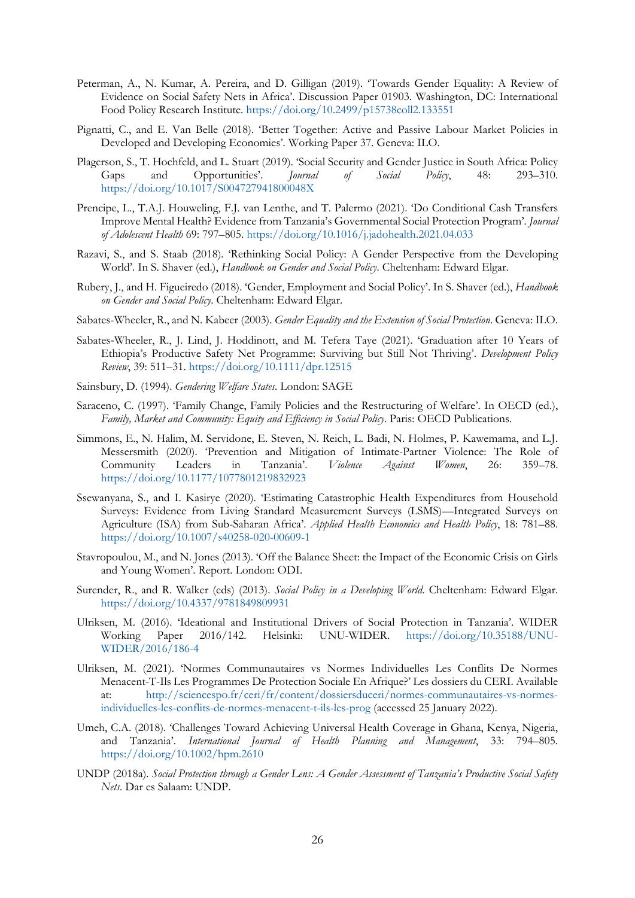Peterman, A., N. Kumar, A. Pereira, and D. Gilligan (2019). 'Towards Gender Equality: A Review of Evidence on Social Safety Nets in Africa'. Discussion Paper 01903. Washington, DC: International Food Policy Research Institute. https://doi.org/10.2499/p15738coll2.133551

Pignatti, C., and E. Van Belle (2018). 'Better Together: Active and Passive Labour Market Policies in Developed and Developing Economies'. Working Paper 37. Geneva: ILO.

Plagerson, S., T. Hochfeld, and L. Stuart (2019). 'Social Security and Gender Justice in South Africa: Policy Gaps and Opportunities'. *Journal of Social Policy*, 48: 293–310. https://doi.org/10.1017/S004727941800048X

Prencipe, L., T.A.J. Houweling, F.J. van Lenthe, and T. Palermo (2021). 'Do Conditional Cash Transfers Improve Mental Health? Evidence from Tanzania's Governmental Social Protection Program'. *Journal of Adolescent Health* 69: 797–805. https://doi.org/10.1016/j.jadohealth.2021.04.033

Razavi, S., and S. Staab (2018). 'Rethinking Social Policy: A Gender Perspective from the Developing World'. In S. Shaver (ed.), *Handbook on Gender and Social Policy*. Cheltenham: Edward Elgar.

Rubery, J., and H. Figueiredo (2018). 'Gender, Employment and Social Policy'. In S. Shaver (ed.), *Handbook on Gender and Social Policy*. Cheltenham: Edward Elgar.

Sabates-Wheeler, R., and N. Kabeer (2003). *Gender Equality and the Extension of Social Protection*. Geneva: ILO.

Sabates-Wheeler, R., J. Lind, J. Hoddinott, and M. Tefera Taye (2021). 'Graduation after 10 Years of Ethiopia's Productive Safety Net Programme: Surviving but Still Not Thriving'. *Development Policy Review*, 39: 511–31. https://doi.org/10.1111/dpr.12515

Sainsbury, D. (1994). *Gendering Welfare States*. London: SAGE

Saraceno, C. (1997). 'Family Change, Family Policies and the Restructuring of Welfare'. In OECD (ed.), *Family, Market and Community: Equity and Efficiency in Social Policy*. Paris: OECD Publications.

Simmons, E., N. Halim, M. Servidone, E. Steven, N. Reich, L. Badi, N. Holmes, P. Kawemama, and L.J. Messersmith (2020). 'Prevention and Mitigation of Intimate-Partner Violence: The Role of Community Leaders in Tanzania'. *Violence Against Women*, 26: 359–78. https://doi.org/10.1177/1077801219832923

Ssewanyana, S., and I. Kasirye (2020). 'Estimating Catastrophic Health Expenditures from Household Surveys: Evidence from Living Standard Measurement Surveys (LSMS)—Integrated Surveys on Agriculture (ISA) from Sub-Saharan Africa'. *Applied Health Economics and Health Policy*, 18: 781–88. https://doi.org/10.1007/s40258-020-00609-1

Stavropoulou, M., and N. Jones (2013). 'Off the Balance Sheet: the Impact of the Economic Crisis on Girls and Young Women'. Report. London: ODI.

Surender, R., and R. Walker (eds) (2013). *Social Policy in a Developing World*. Cheltenham: Edward Elgar. https://doi.org/10.4337/9781849809931

Ulriksen, M. (2016). 'Ideational and Institutional Drivers of Social Protection in Tanzania'. WIDER Working Paper 2016/142. Helsinki: UNU-WIDER. https://doi.org/10.35188/UNU-WIDER/2016/186-4

Ulriksen, M. (2021). 'Normes Communautaires vs Normes Individuelles Les Conflits De Normes Menacent-T-Ils Les Programmes De Protection Sociale En Afrique?' Les dossiers du CERI. Available at: http://sciencespo.fr/ceri/fr/content/dossiersduceri/normes-communautaires-vs-normes-individuelles-les-conflits-de-normes-menacent-t-ils-les-prog (accessed 25 January 2022).

Umeh, C.A. (2018). 'Challenges Toward Achieving Universal Health Coverage in Ghana, Kenya, Nigeria, and Tanzania'. *International Journal of Health Planning and Management*, 33: 794–805. https://doi.org/10.1002/hpm.2610

UNDP (2018a). *Social Protection through a Gender Lens: A Gender Assessment of Tanzania's Productive Social Safety Nets*. Dar es Salaam: UNDP.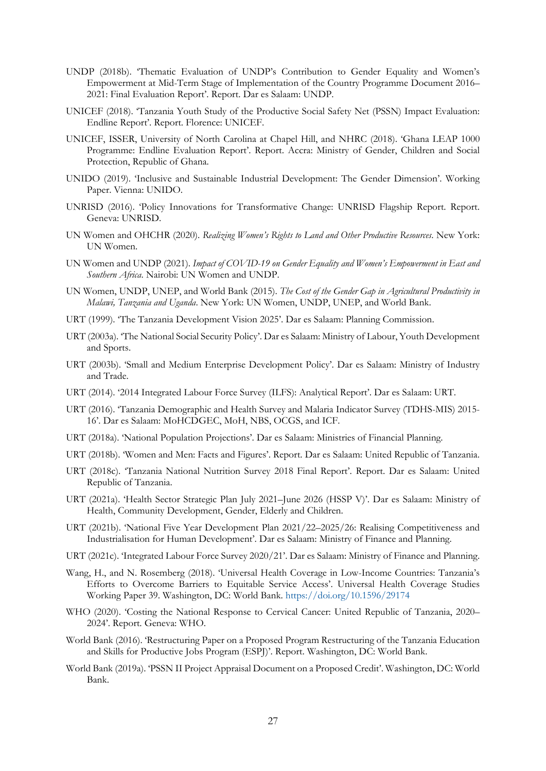UNDP (2018b). 'Thematic Evaluation of UNDP's Contribution to Gender Equality and Women's Empowerment at Mid-Term Stage of Implementation of the Country Programme Document 2016–2021: Final Evaluation Report'. Report. Dar es Salaam: UNDP.

UNICEF (2018). 'Tanzania Youth Study of the Productive Social Safety Net (PSSN) Impact Evaluation: Endline Report'. Report. Florence: UNICEF.

UNICEF, ISSER, University of North Carolina at Chapel Hill, and NHRC (2018). 'Ghana LEAP 1000 Programme: Endline Evaluation Report'. Report. Accra: Ministry of Gender, Children and Social Protection, Republic of Ghana.

UNIDO (2019). 'Inclusive and Sustainable Industrial Development: The Gender Dimension'. Working Paper. Vienna: UNIDO.

UNRISD (2016). 'Policy Innovations for Transformative Change: UNRISD Flagship Report. Report. Geneva: UNRISD.

UN Women and OHCHR (2020). *Realizing Women's Rights to Land and Other Productive Resources*. New York: UN Women.

UN Women and UNDP (2021). *Impact of COVID-19 on Gender Equality and Women's Empowerment in East and Southern Africa*. Nairobi: UN Women and UNDP.

UN Women, UNDP, UNEP, and World Bank (2015). *The Cost of the Gender Gap in Agricultural Productivity in Malawi, Tanzania and Uganda*. New York: UN Women, UNDP, UNEP, and World Bank.

URT (1999). 'The Tanzania Development Vision 2025'. Dar es Salaam: Planning Commission.

URT (2003a). 'The National Social Security Policy'. Dar es Salaam: Ministry of Labour, Youth Development and Sports.

URT (2003b). 'Small and Medium Enterprise Development Policy'. Dar es Salaam: Ministry of Industry and Trade.

URT (2014). '2014 Integrated Labour Force Survey (ILFS): Analytical Report'. Dar es Salaam: URT.

URT (2016). 'Tanzania Demographic and Health Survey and Malaria Indicator Survey (TDHS-MIS) 2015-16'. Dar es Salaam: MoHCDGEC, MoH, NBS, OCGS, and ICF.

URT (2018a). 'National Population Projections'. Dar es Salaam: Ministries of Financial Planning.

URT (2018b). 'Women and Men: Facts and Figures'. Report. Dar es Salaam: United Republic of Tanzania.

URT (2018c). 'Tanzania National Nutrition Survey 2018 Final Report'. Report. Dar es Salaam: United Republic of Tanzania.

URT (2021a). 'Health Sector Strategic Plan July 2021–June 2026 (HSSP V)'. Dar es Salaam: Ministry of Health, Community Development, Gender, Elderly and Children.

URT (2021b). 'National Five Year Development Plan 2021/22–2025/26: Realising Competitiveness and Industrialisation for Human Development'. Dar es Salaam: Ministry of Finance and Planning.

URT (2021c). 'Integrated Labour Force Survey 2020/21'. Dar es Salaam: Ministry of Finance and Planning.

Wang, H., and N. Rosemberg (2018). 'Universal Health Coverage in Low-Income Countries: Tanzania's Efforts to Overcome Barriers to Equitable Service Access'. Universal Health Coverage Studies Working Paper 39. Washington, DC: World Bank. https://doi.org/10.1596/29174

WHO (2020). 'Costing the National Response to Cervical Cancer: United Republic of Tanzania, 2020–2024'. Report. Geneva: WHO.

World Bank (2016). 'Restructuring Paper on a Proposed Program Restructuring of the Tanzania Education and Skills for Productive Jobs Program (ESPJ)'. Report. Washington, DC: World Bank.

World Bank (2019a). 'PSSN II Project Appraisal Document on a Proposed Credit'. Washington, DC: World Bank.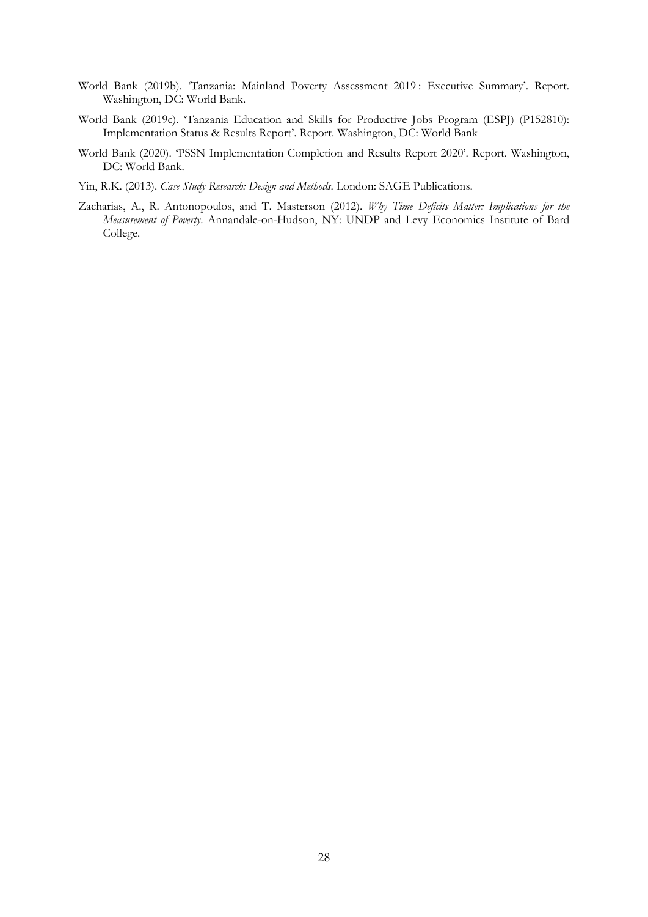World Bank (2019b). 'Tanzania: Mainland Poverty Assessment 2019 : Executive Summary'. Report. Washington, DC: World Bank.

World Bank (2019c). 'Tanzania Education and Skills for Productive Jobs Program (ESPJ) (P152810): Implementation Status & Results Report'. Report. Washington, DC: World Bank

World Bank (2020). 'PSSN Implementation Completion and Results Report 2020'. Report. Washington, DC: World Bank.

Yin, R.K. (2013). *Case Study Research: Design and Methods*. London: SAGE Publications.

Zacharias, A., R. Antonopoulos, and T. Masterson (2012). *Why Time Deficits Matter: Implications for the Measurement of Poverty*. Annandale-on-Hudson, NY: UNDP and Levy Economics Institute of Bard College.